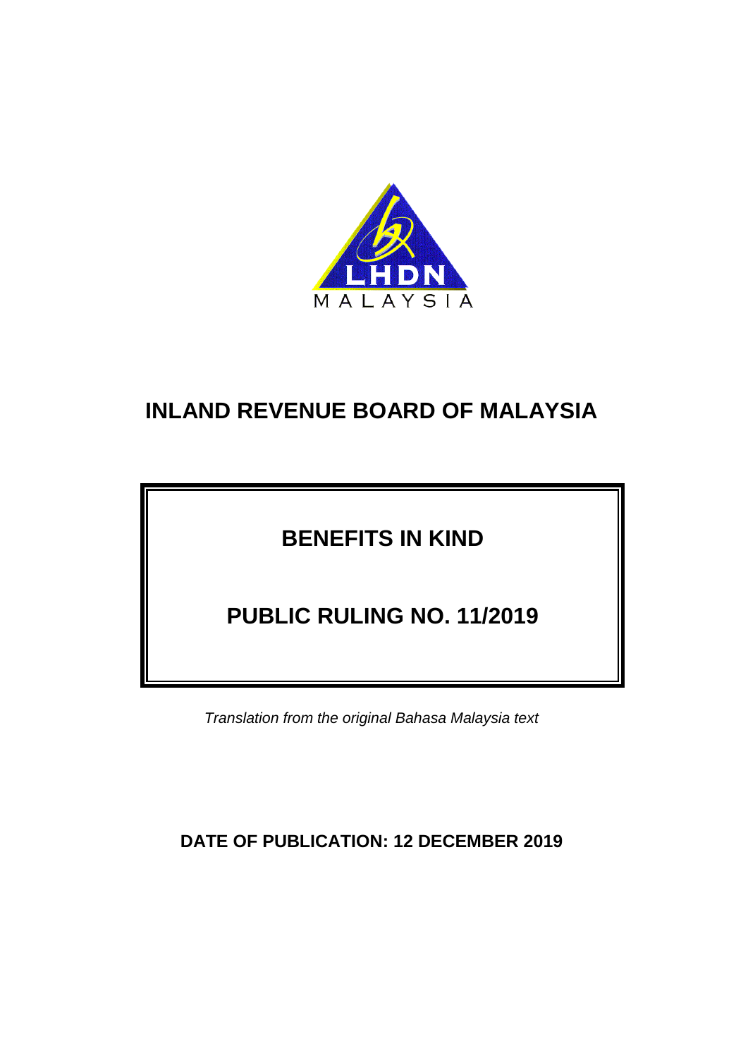LHDN MALAYSIA

# INLAND REVENUE BOARD OF MALAYSIA

## BENEFITS IN KIND

## PUBLIC RULING NO. 11/2019

*Translation from the original Bahasa Malaysia text*

**DATE OF PUBLICATION: 12 DECEMBER 2019**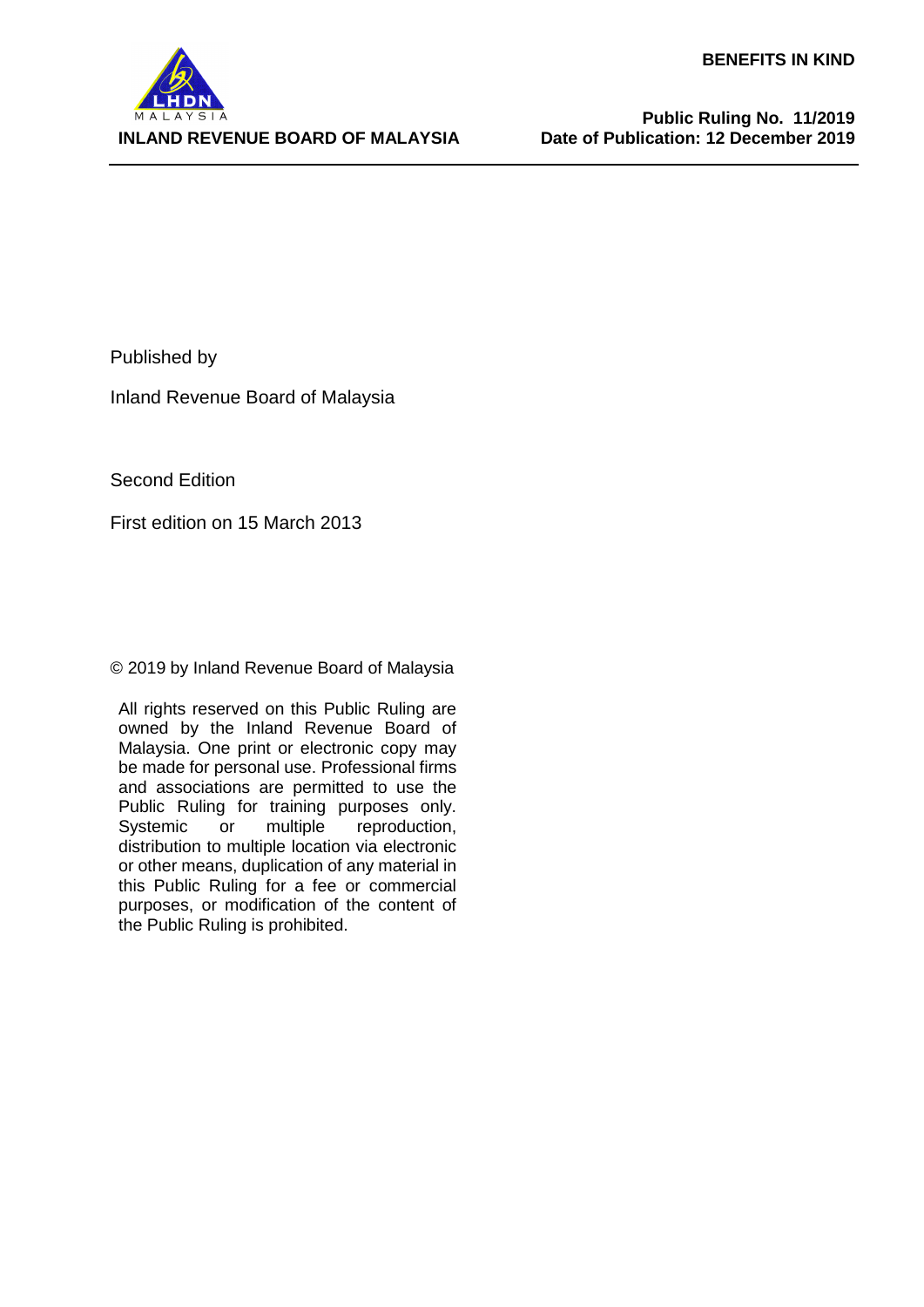Published by

Inland Revenue Board of Malaysia

Second Edition

First edition on 15 March 2013

© 2019 by Inland Revenue Board of Malaysia

All rights reserved on this Public Ruling are owned by the Inland Revenue Board of Malaysia. One print or electronic copy may be made for personal use. Professional firms and associations are permitted to use the Public Ruling for training purposes only. Systemic or multiple reproduction, distribution to multiple location via electronic or other means, duplication of any material in this Public Ruling for a fee or commercial purposes, or modification of the content of the Public Ruling is prohibited.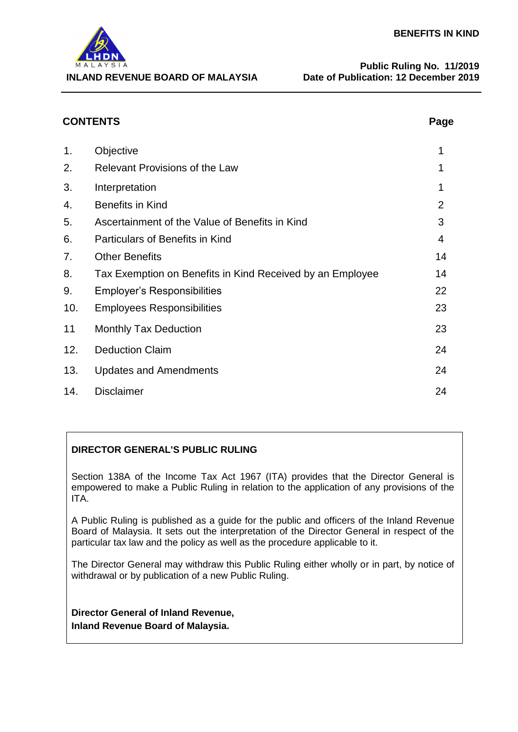**INLAND REVENUE BOARD OF MALAYSIA**

**BENEFITS IN KIND**

**Public Ruling No. 11/2019**
**Date of Publication: 12 December 2019**

## CONTENTS

| | | Page |
|---|---|---|
| 1. | Objective | 1 |
| 2. | Relevant Provisions of the Law | 1 |
| 3. | Interpretation | 1 |
| 4. | Benefits in Kind | 2 |
| 5. | Ascertainment of the Value of Benefits in Kind | 3 |
| 6. | Particulars of Benefits in Kind | 4 |
| 7. | Other Benefits | 14 |
| 8. | Tax Exemption on Benefits in Kind Received by an Employee | 14 |
| 9. | Employer's Responsibilities | 22 |
| 10. | Employees Responsibilities | 23 |
| 11 | Monthly Tax Deduction | 23 |
| 12. | Deduction Claim | 24 |
| 13. | Updates and Amendments | 24 |
| 14. | Disclaimer | 24 |

**DIRECTOR GENERAL'S PUBLIC RULING**

Section 138A of the Income Tax Act 1967 (ITA) provides that the Director General is empowered to make a Public Ruling in relation to the application of any provisions of the ITA.

A Public Ruling is published as a guide for the public and officers of the Inland Revenue Board of Malaysia. It sets out the interpretation of the Director General in respect of the particular tax law and the policy as well as the procedure applicable to it.

The Director General may withdraw this Public Ruling either wholly or in part, by notice of withdrawal or by publication of a new Public Ruling.

**Director General of Inland Revenue,**
**Inland Revenue Board of Malaysia.**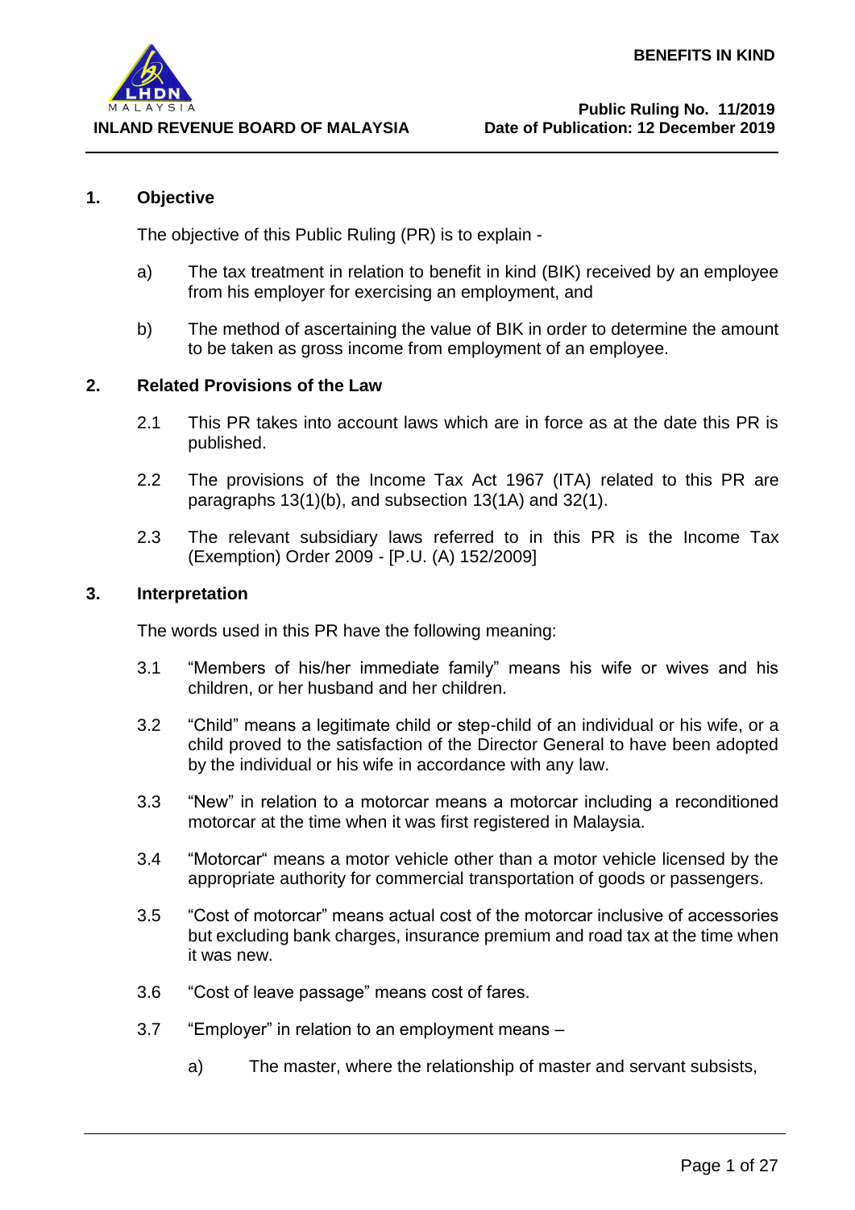## 1. Objective

The objective of this Public Ruling (PR) is to explain -

a) The tax treatment in relation to benefit in kind (BIK) received by an employee from his employer for exercising an employment, and

b) The method of ascertaining the value of BIK in order to determine the amount to be taken as gross income from employment of an employee.

## 2. Related Provisions of the Law

2.1 This PR takes into account laws which are in force as at the date this PR is published.

2.2 The provisions of the Income Tax Act 1967 (ITA) related to this PR are paragraphs 13(1)(b), and subsection 13(1A) and 32(1).

2.3 The relevant subsidiary laws referred to in this PR is the Income Tax (Exemption) Order 2009 - [P.U. (A) 152/2009]

## 3. Interpretation

The words used in this PR have the following meaning:

3.1 "Members of his/her immediate family" means his wife or wives and his children, or her husband and her children.

3.2 "Child" means a legitimate child or step-child of an individual or his wife, or a child proved to the satisfaction of the Director General to have been adopted by the individual or his wife in accordance with any law.

3.3 "New" in relation to a motorcar means a motorcar including a reconditioned motorcar at the time when it was first registered in Malaysia.

3.4 "Motorcar" means a motor vehicle other than a motor vehicle licensed by the appropriate authority for commercial transportation of goods or passengers.

3.5 "Cost of motorcar" means actual cost of the motorcar inclusive of accessories but excluding bank charges, insurance premium and road tax at the time when it was new.

3.6 "Cost of leave passage" means cost of fares.

3.7 "Employer" in relation to an employment means –

a) The master, where the relationship of master and servant subsists,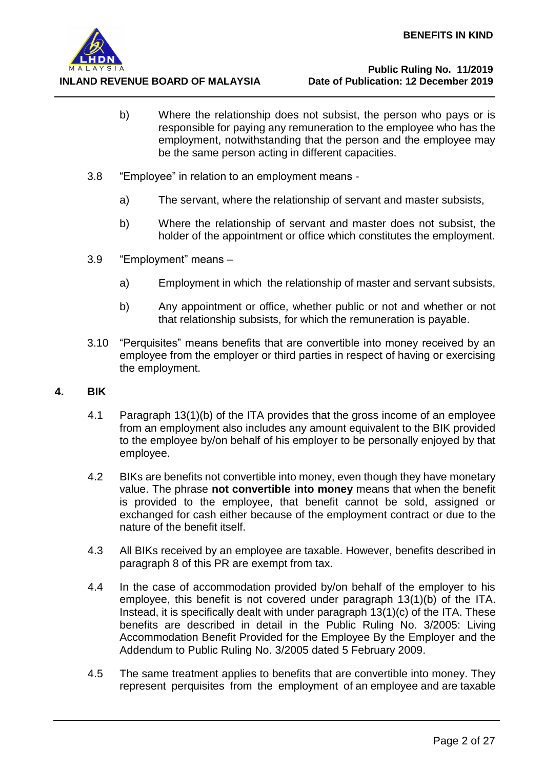b) Where the relationship does not subsist, the person who pays or is responsible for paying any remuneration to the employee who has the employment, notwithstanding that the person and the employee may be the same person acting in different capacities.

3.8 "Employee" in relation to an employment means -

a) The servant, where the relationship of servant and master subsists,

b) Where the relationship of servant and master does not subsist, the holder of the appointment or office which constitutes the employment.

3.9 "Employment" means –

a) Employment in which the relationship of master and servant subsists,

b) Any appointment or office, whether public or not and whether or not that relationship subsists, for which the remuneration is payable.

3.10 "Perquisites" means benefits that are convertible into money received by an employee from the employer or third parties in respect of having or exercising the employment.

## 4. BIK

4.1 Paragraph 13(1)(b) of the ITA provides that the gross income of an employee from an employment also includes any amount equivalent to the BIK provided to the employee by/on behalf of his employer to be personally enjoyed by that employee.

4.2 BIKs are benefits not convertible into money, even though they have monetary value. The phrase **not convertible into money** means that when the benefit is provided to the employee, that benefit cannot be sold, assigned or exchanged for cash either because of the employment contract or due to the nature of the benefit itself.

4.3 All BIKs received by an employee are taxable. However, benefits described in paragraph 8 of this PR are exempt from tax.

4.4 In the case of accommodation provided by/on behalf of the employer to his employee, this benefit is not covered under paragraph 13(1)(b) of the ITA. Instead, it is specifically dealt with under paragraph 13(1)(c) of the ITA. These benefits are described in detail in the Public Ruling No. 3/2005: Living Accommodation Benefit Provided for the Employee By the Employer and the Addendum to Public Ruling No. 3/2005 dated 5 February 2009.

4.5 The same treatment applies to benefits that are convertible into money. They represent perquisites from the employment of an employee and are taxable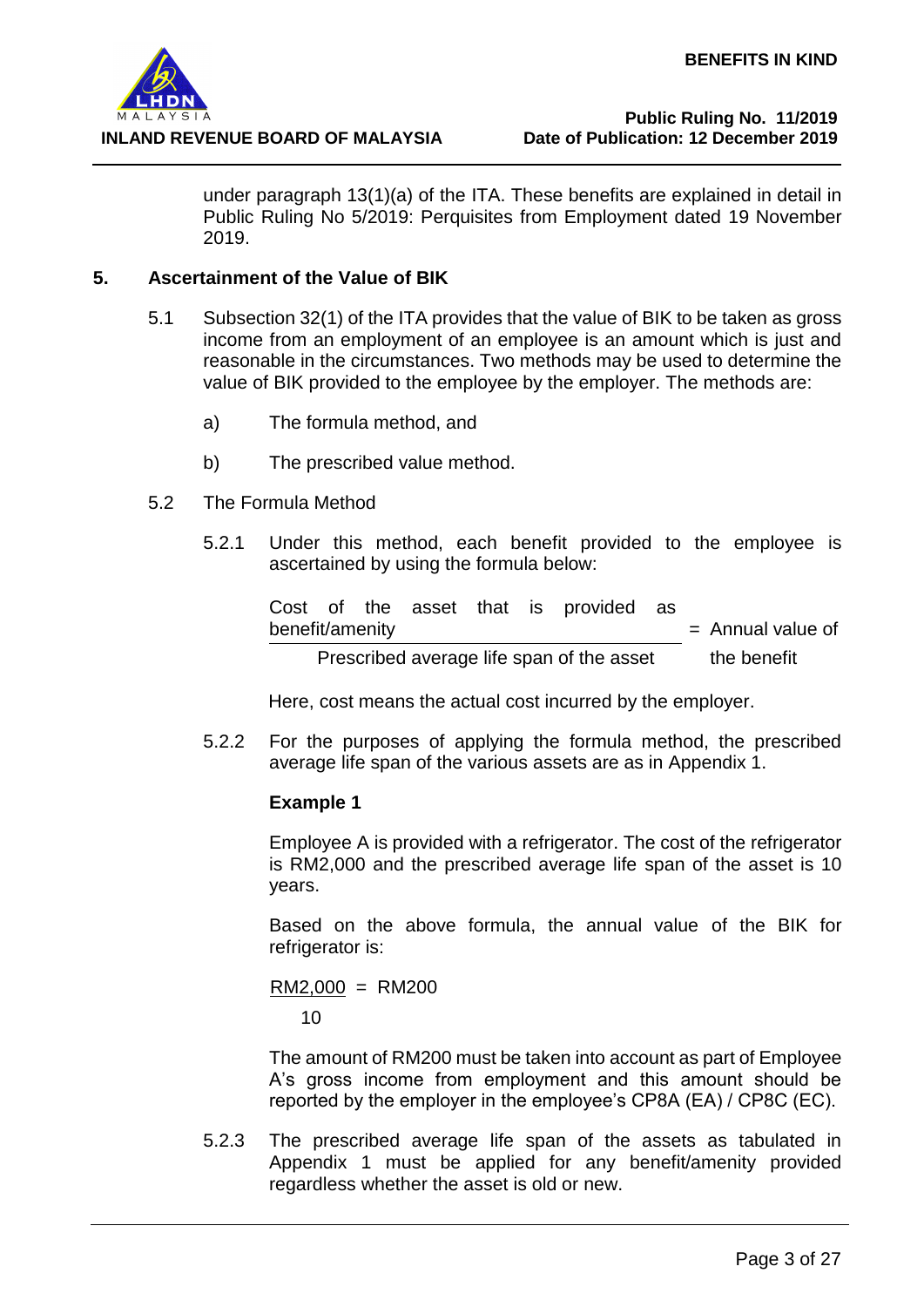under paragraph 13(1)(a) of the ITA. These benefits are explained in detail in Public Ruling No 5/2019: Perquisites from Employment dated 19 November 2019.

## 5. Ascertainment of the Value of BIK

5.1 Subsection 32(1) of the ITA provides that the value of BIK to be taken as gross income from an employment of an employee is an amount which is just and reasonable in the circumstances. Two methods may be used to determine the value of BIK provided to the employee by the employer. The methods are:

a) The formula method, and

b) The prescribed value method.

5.2 The Formula Method

5.2.1 Under this method, each benefit provided to the employee is ascertained by using the formula below:

$$\frac{\text{Cost of the asset that is provided as benefit/amenity}}{\text{Prescribed average life span of the asset}} = \text{Annual value of the benefit}$$

Here, cost means the actual cost incurred by the employer.

5.2.2 For the purposes of applying the formula method, the prescribed average life span of the various assets are as in Appendix 1.

**Example 1**

Employee A is provided with a refrigerator. The cost of the refrigerator is RM2,000 and the prescribed average life span of the asset is 10 years.

Based on the above formula, the annual value of the BIK for refrigerator is:

$$\frac{\text{RM2,000}}{10} = \text{RM200}$$

The amount of RM200 must be taken into account as part of Employee A's gross income from employment and this amount should be reported by the employer in the employee's CP8A (EA) / CP8C (EC).

5.2.3 The prescribed average life span of the assets as tabulated in Appendix 1 must be applied for any benefit/amenity provided regardless whether the asset is old or new.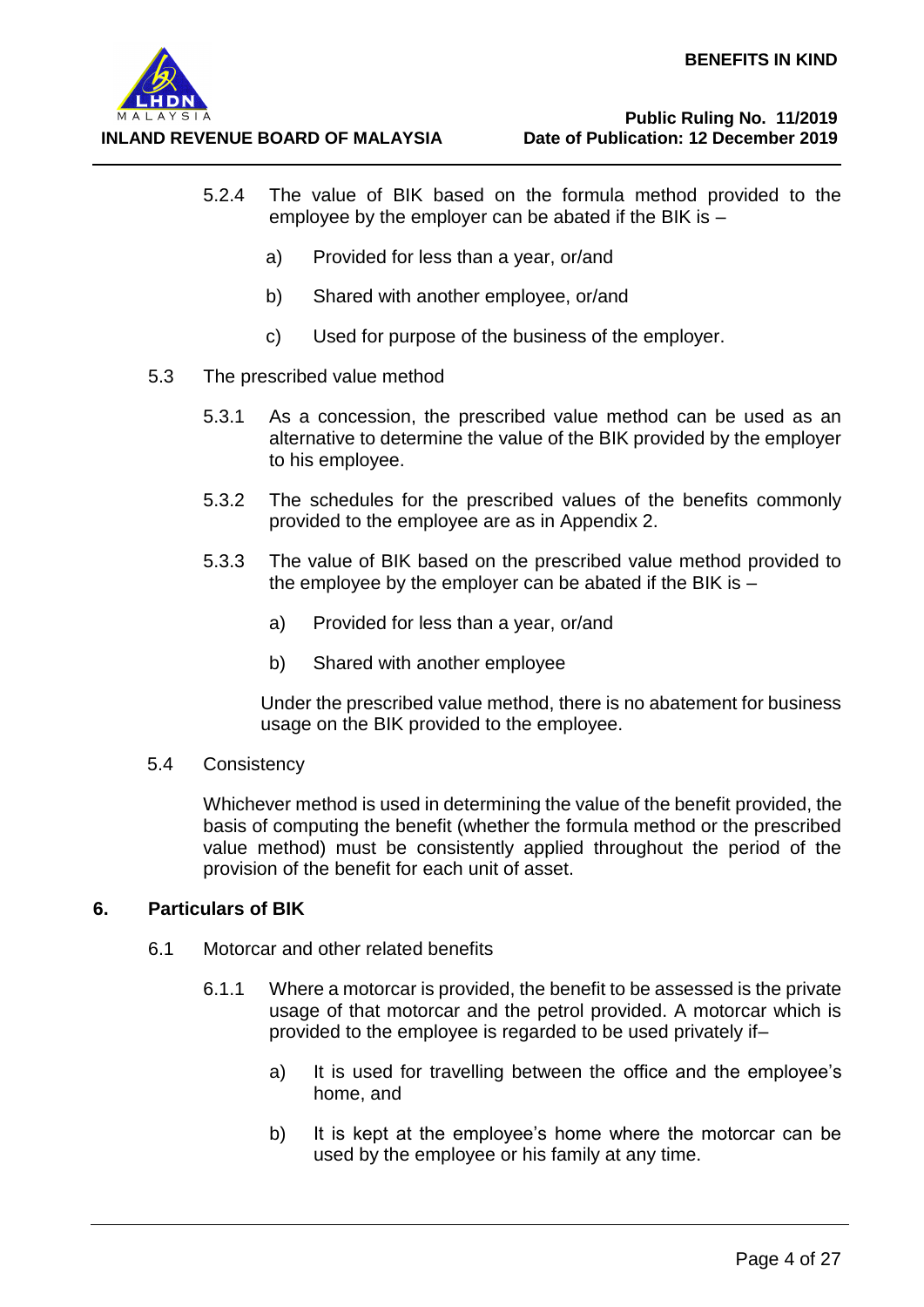5.2.4 The value of BIK based on the formula method provided to the employee by the employer can be abated if the BIK is –

a) Provided for less than a year, or/and

b) Shared with another employee, or/and

c) Used for purpose of the business of the employer.

5.3 The prescribed value method

5.3.1 As a concession, the prescribed value method can be used as an alternative to determine the value of the BIK provided by the employer to his employee.

5.3.2 The schedules for the prescribed values of the benefits commonly provided to the employee are as in Appendix 2.

5.3.3 The value of BIK based on the prescribed value method provided to the employee by the employer can be abated if the BIK is –

a) Provided for less than a year, or/and

b) Shared with another employee

Under the prescribed value method, there is no abatement for business usage on the BIK provided to the employee.

5.4 Consistency

Whichever method is used in determining the value of the benefit provided, the basis of computing the benefit (whether the formula method or the prescribed value method) must be consistently applied throughout the period of the provision of the benefit for each unit of asset.

## 6. Particulars of BIK

6.1 Motorcar and other related benefits

6.1.1 Where a motorcar is provided, the benefit to be assessed is the private usage of that motorcar and the petrol provided. A motorcar which is provided to the employee is regarded to be used privately if–

a) It is used for travelling between the office and the employee's home, and

b) It is kept at the employee's home where the motorcar can be used by the employee or his family at any time.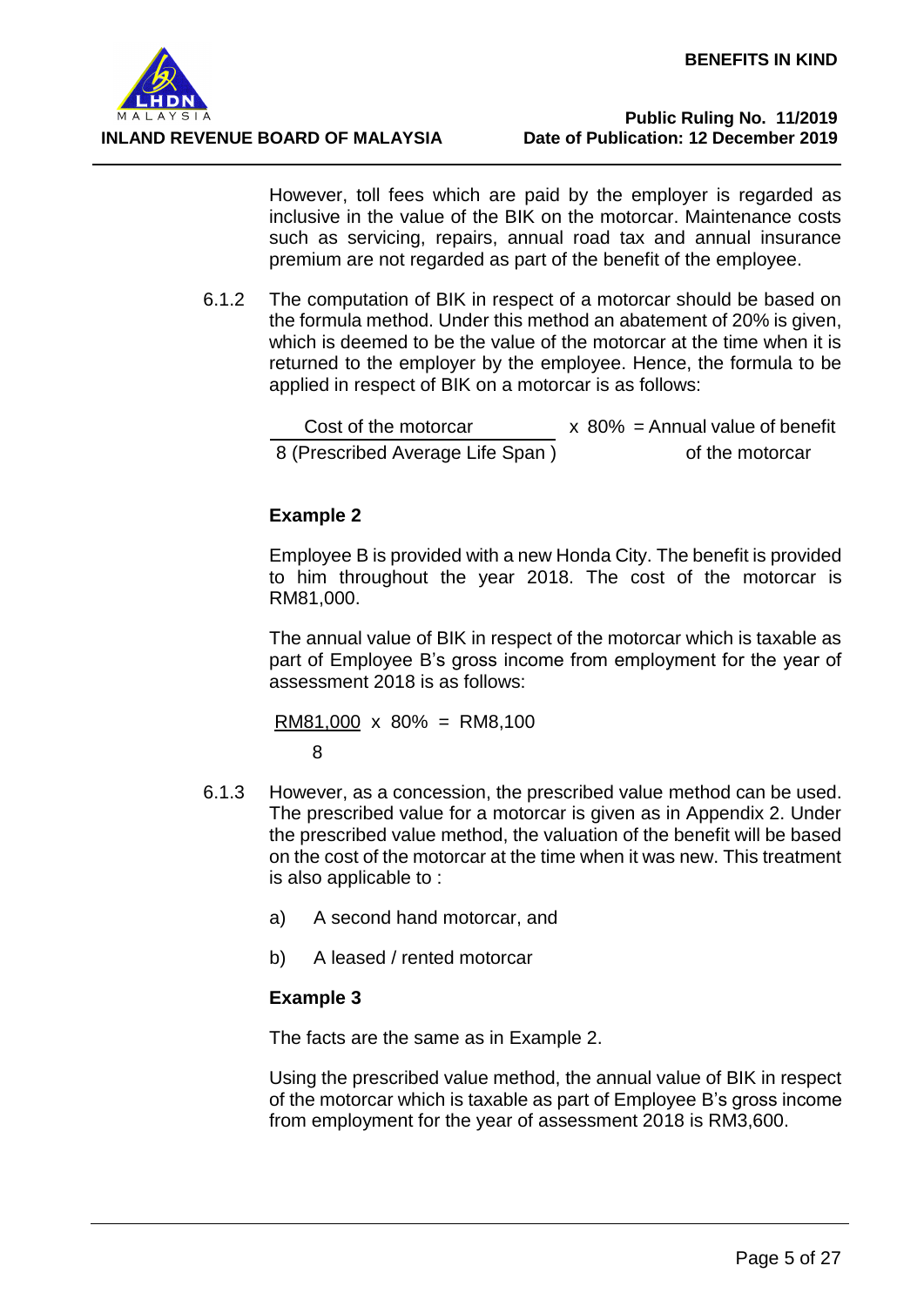However, toll fees which are paid by the employer is regarded as inclusive in the value of the BIK on the motorcar. Maintenance costs such as servicing, repairs, annual road tax and annual insurance premium are not regarded as part of the benefit of the employee.

6.1.2 The computation of BIK in respect of a motorcar should be based on the formula method. Under this method an abatement of 20% is given, which is deemed to be the value of the motorcar at the time when it is returned to the employer by the employee. Hence, the formula to be applied in respect of BIK on a motorcar is as follows:

$$\frac{\text{Cost of the motorcar}}{\text{8 (Prescribed Average Life Span)}} \times 80\% = \text{Annual value of benefit of the motorcar}$$

**Example 2**

Employee B is provided with a new Honda City. The benefit is provided to him throughout the year 2018. The cost of the motorcar is RM81,000.

The annual value of BIK in respect of the motorcar which is taxable as part of Employee B's gross income from employment for the year of assessment 2018 is as follows:

$$\frac{\text{RM81,000}}{8} \times 80\% = \text{RM8,100}$$

6.1.3 However, as a concession, the prescribed value method can be used. The prescribed value for a motorcar is given as in Appendix 2. Under the prescribed value method, the valuation of the benefit will be based on the cost of the motorcar at the time when it was new. This treatment is also applicable to :

a) A second hand motorcar, and

b) A leased / rented motorcar

**Example 3**

The facts are the same as in Example 2.

Using the prescribed value method, the annual value of BIK in respect of the motorcar which is taxable as part of Employee B's gross income from employment for the year of assessment 2018 is RM3,600.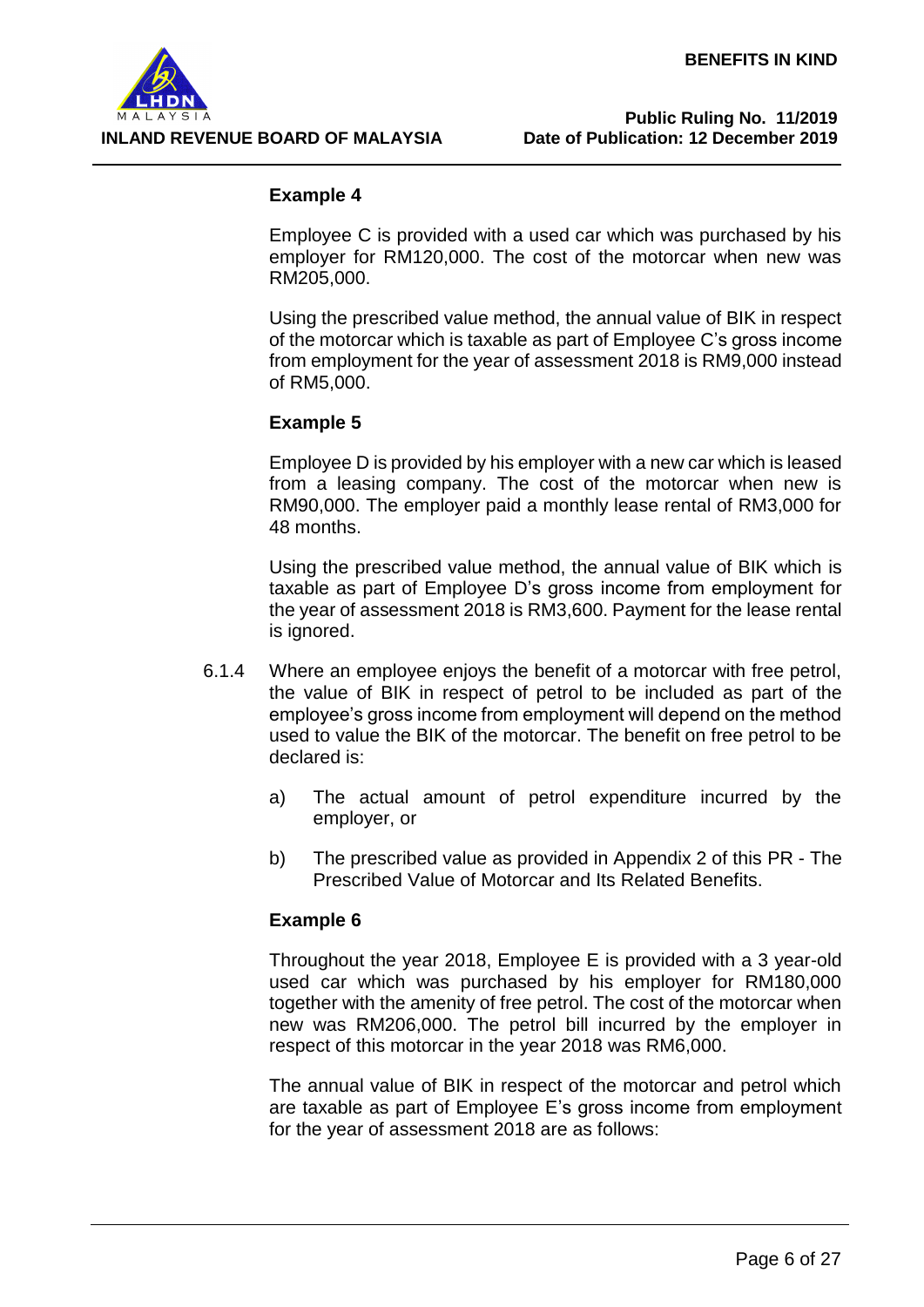**Example 4**

Employee C is provided with a used car which was purchased by his employer for RM120,000. The cost of the motorcar when new was RM205,000.

Using the prescribed value method, the annual value of BIK in respect of the motorcar which is taxable as part of Employee C's gross income from employment for the year of assessment 2018 is RM9,000 instead of RM5,000.

**Example 5**

Employee D is provided by his employer with a new car which is leased from a leasing company. The cost of the motorcar when new is RM90,000. The employer paid a monthly lease rental of RM3,000 for 48 months.

Using the prescribed value method, the annual value of BIK which is taxable as part of Employee D's gross income from employment for the year of assessment 2018 is RM3,600. Payment for the lease rental is ignored.

6.1.4 Where an employee enjoys the benefit of a motorcar with free petrol, the value of BIK in respect of petrol to be included as part of the employee's gross income from employment will depend on the method used to value the BIK of the motorcar. The benefit on free petrol to be declared is:

a) The actual amount of petrol expenditure incurred by the employer, or

b) The prescribed value as provided in Appendix 2 of this PR - The Prescribed Value of Motorcar and Its Related Benefits.

**Example 6**

Throughout the year 2018, Employee E is provided with a 3 year-old used car which was purchased by his employer for RM180,000 together with the amenity of free petrol. The cost of the motorcar when new was RM206,000. The petrol bill incurred by the employer in respect of this motorcar in the year 2018 was RM6,000.

The annual value of BIK in respect of the motorcar and petrol which are taxable as part of Employee E's gross income from employment for the year of assessment 2018 are as follows: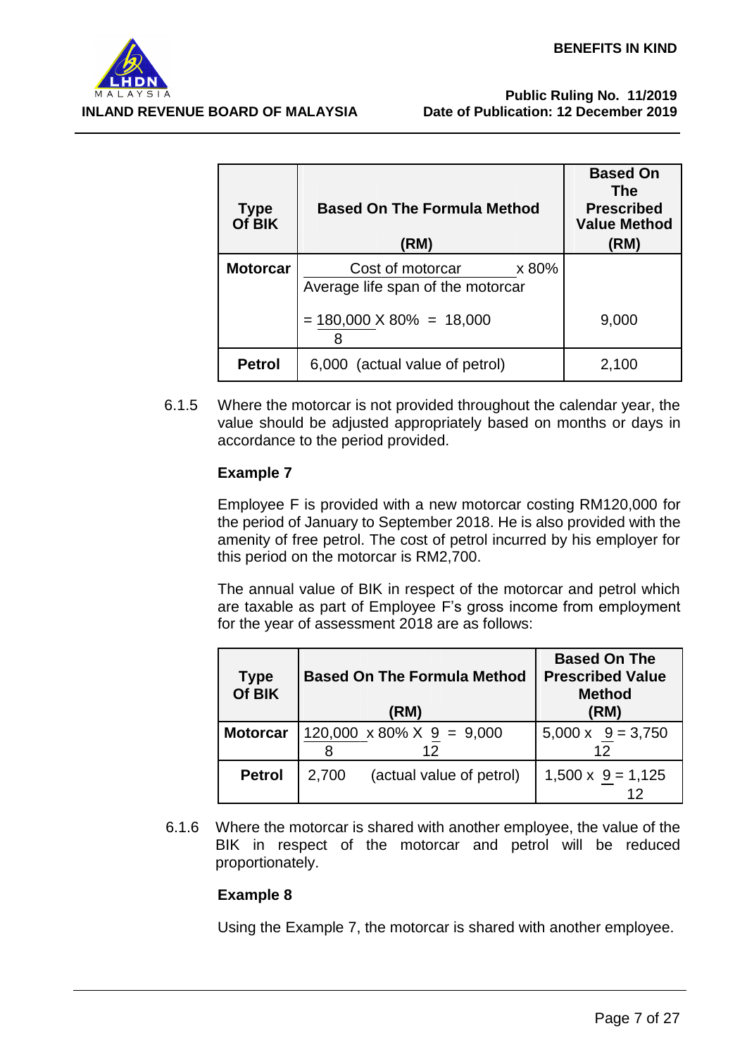| Type Of BIK | Based On The Formula Method (RM) | Based On The Prescribed Value Method (RM) |
|---|---|---|
| **Motorcar** | $\frac{\text{Cost of motorcar}}{\text{Average life span of the motorcar}} \times 80\%$ <br> $= \frac{180,000}{8} \times 80\% = 18,000$ | 9,000 |
| **Petrol** | 6,000 (actual value of petrol) | 2,100 |

6.1.5 Where the motorcar is not provided throughout the calendar year, the value should be adjusted appropriately based on months or days in accordance to the period provided.

**Example 7**

Employee F is provided with a new motorcar costing RM120,000 for the period of January to September 2018. He is also provided with the amenity of free petrol. The cost of petrol incurred by his employer for this period on the motorcar is RM2,700.

The annual value of BIK in respect of the motorcar and petrol which are taxable as part of Employee F's gross income from employment for the year of assessment 2018 are as follows:

| Type Of BIK | Based On The Formula Method (RM) | Based On The Prescribed Value Method (RM) |
|---|---|---|
| **Motorcar** | $\frac{120,000}{8} \times 80\% \times \frac{9}{12} = 9,000$ | $5,000 \times \frac{9}{12} = 3,750$ |
| **Petrol** | 2,700 (actual value of petrol) | $1,500 \times \frac{9}{12} = 1,125$ |

6.1.6 Where the motorcar is shared with another employee, the value of the BIK in respect of the motorcar and petrol will be reduced proportionately.

**Example 8**

Using the Example 7, the motorcar is shared with another employee.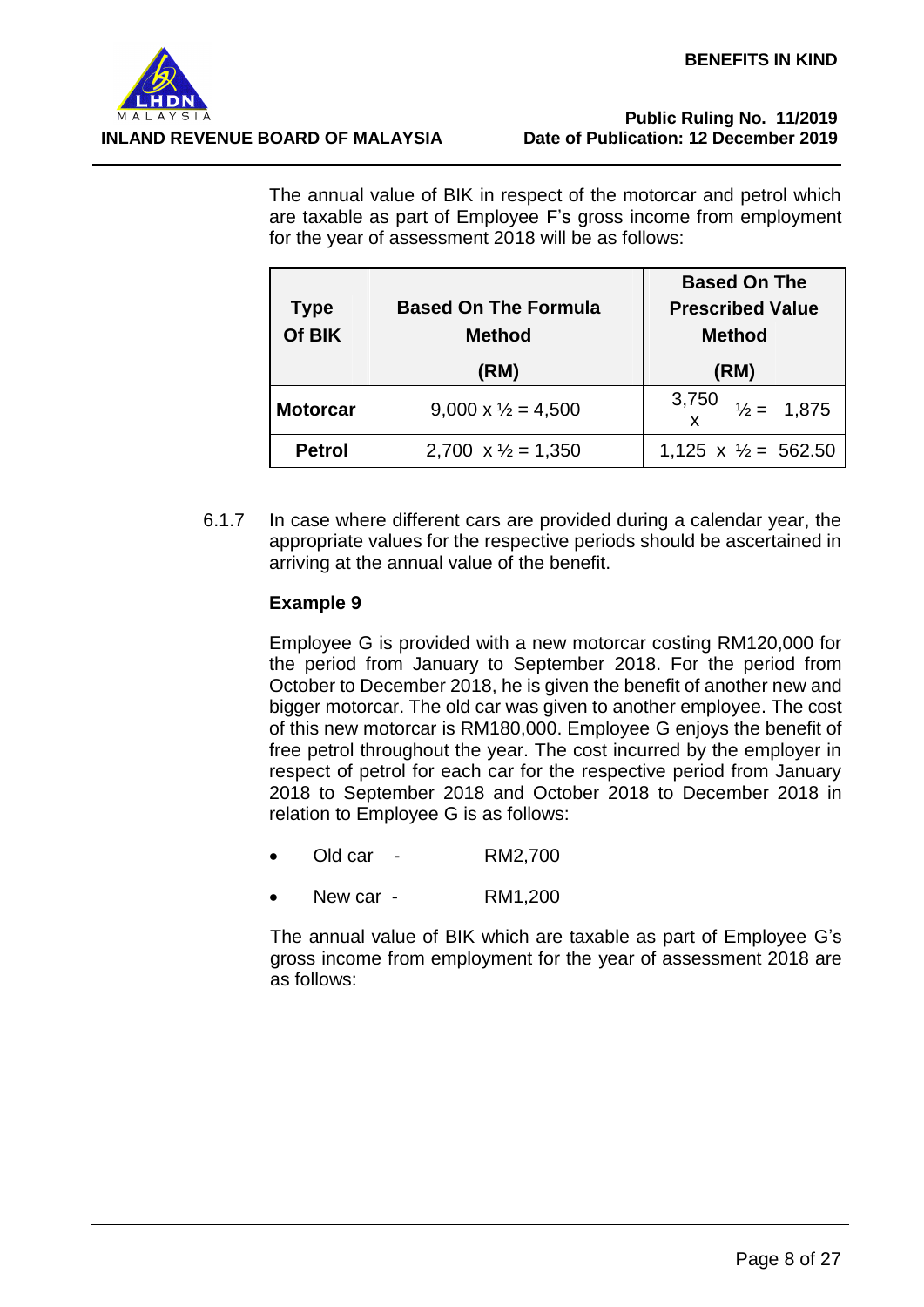The annual value of BIK in respect of the motorcar and petrol which are taxable as part of Employee F's gross income from employment for the year of assessment 2018 will be as follows:

| Type Of BIK | Based On The Formula Method (RM) | Based On The Prescribed Value Method (RM) |
|---|---|---|
| **Motorcar** | 9,000 x ½ = 4,500 | 3,750 x ½ = 1,875 |
| **Petrol** | 2,700 x ½ = 1,350 | 1,125 x ½ = 562.50 |

6.1.7 In case where different cars are provided during a calendar year, the appropriate values for the respective periods should be ascertained in arriving at the annual value of the benefit.

**Example 9**

Employee G is provided with a new motorcar costing RM120,000 for the period from January to September 2018. For the period from October to December 2018, he is given the benefit of another new and bigger motorcar. The old car was given to another employee. The cost of this new motorcar is RM180,000. Employee G enjoys the benefit of free petrol throughout the year. The cost incurred by the employer in respect of petrol for each car for the respective period from January 2018 to September 2018 and October 2018 to December 2018 in relation to Employee G is as follows:

- Old car - RM2,700
- New car - RM1,200

The annual value of BIK which are taxable as part of Employee G's gross income from employment for the year of assessment 2018 are as follows: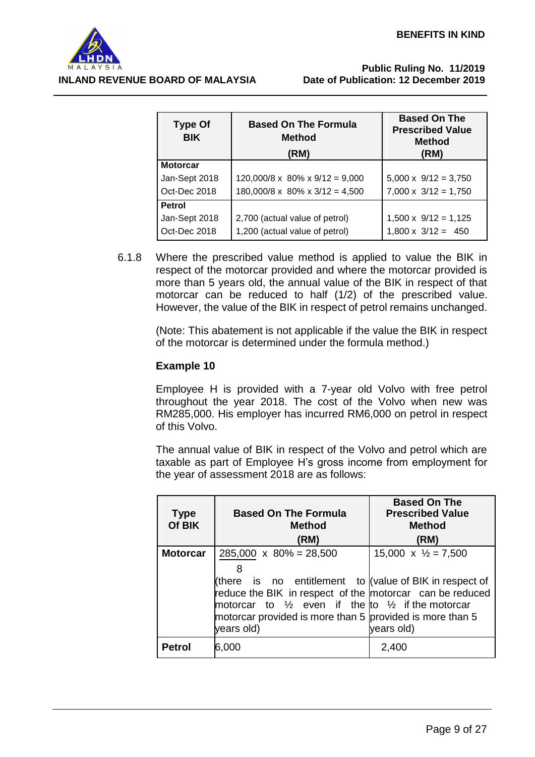| Type Of BIK | Based On The Formula Method (RM) | Based On The Prescribed Value Method (RM) |
|---|---|---|
| **Motorcar** | | |
| Jan-Sept 2018 | 120,000/8 x 80% x 9/12 = 9,000 | 5,000 x 9/12 = 3,750 |
| Oct-Dec 2018 | 180,000/8 x 80% x 3/12 = 4,500 | 7,000 x 3/12 = 1,750 |
| **Petrol** | | |
| Jan-Sept 2018 | 2,700 (actual value of petrol) | 1,500 x 9/12 = 1,125 |
| Oct-Dec 2018 | 1,200 (actual value of petrol) | 1,800 x 3/12 = 450 |

6.1.8 Where the prescribed value method is applied to value the BIK in respect of the motorcar provided and where the motorcar provided is more than 5 years old, the annual value of the BIK in respect of that motorcar can be reduced to half (1/2) of the prescribed value. However, the value of the BIK in respect of petrol remains unchanged.

(Note: This abatement is not applicable if the value the BIK in respect of the motorcar is determined under the formula method.)

**Example 10**

Employee H is provided with a 7-year old Volvo with free petrol throughout the year 2018. The cost of the Volvo when new was RM285,000. His employer has incurred RM6,000 on petrol in respect of this Volvo.

The annual value of BIK in respect of the Volvo and petrol which are taxable as part of Employee H's gross income from employment for the year of assessment 2018 are as follows:

| Type Of BIK | Based On The Formula Method (RM) | Based On The Prescribed Value Method (RM) |
|---|---|---|
| **Motorcar** | $\frac{285,000}{8} \times 80\% = 28,500$ (there is no entitlement to reduce the BIK in respect of the motorcar to ½ even if the motorcar provided is more than 5 years old) | 15,000 x ½ = 7,500 (value of BIK in respect of motorcar can be reduced to ½ if the motorcar provided is more than 5 years old) |
| **Petrol** | 6,000 | 2,400 |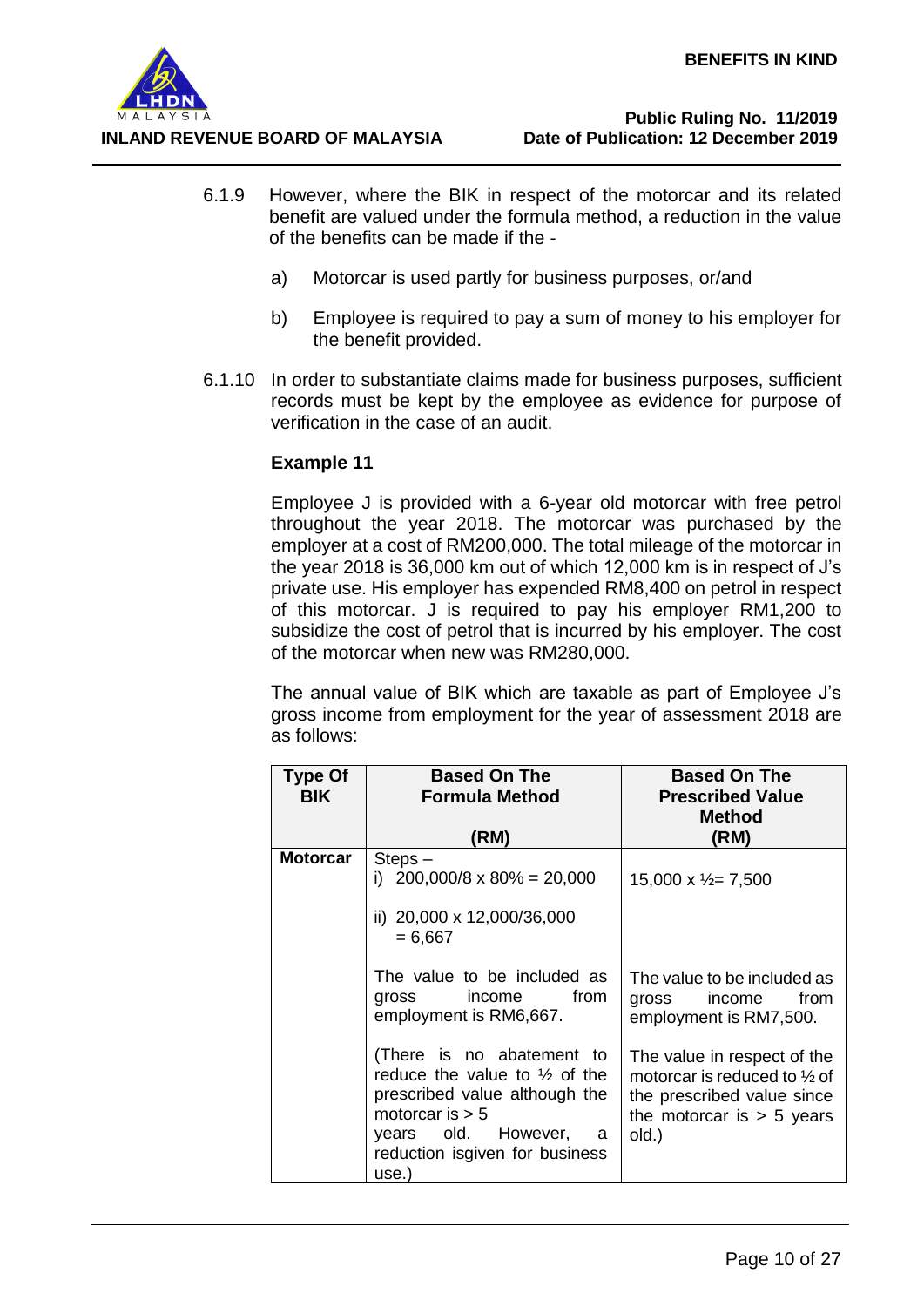6.1.9 However, where the BIK in respect of the motorcar and its related benefit are valued under the formula method, a reduction in the value of the benefits can be made if the -

a) Motorcar is used partly for business purposes, or/and

b) Employee is required to pay a sum of money to his employer for the benefit provided.

6.1.10 In order to substantiate claims made for business purposes, sufficient records must be kept by the employee as evidence for purpose of verification in the case of an audit.

**Example 11**

Employee J is provided with a 6-year old motorcar with free petrol throughout the year 2018. The motorcar was purchased by the employer at a cost of RM200,000. The total mileage of the motorcar in the year 2018 is 36,000 km out of which 12,000 km is in respect of J's private use. His employer has expended RM8,400 on petrol in respect of this motorcar. J is required to pay his employer RM1,200 to subsidize the cost of petrol that is incurred by his employer. The cost of the motorcar when new was RM280,000.

The annual value of BIK which are taxable as part of Employee J's gross income from employment for the year of assessment 2018 are as follows:

| Type Of BIK | Based On The Formula Method (RM) | Based On The Prescribed Value Method (RM) |
|---|---|---|
| **Motorcar** | Steps –<br>i) 200,000/8 x 80% = 20,000<br><br>ii) 20,000 x 12,000/36,000 = 6,667<br><br>The value to be included as gross income from employment is RM6,667.<br><br>(There is no abatement to reduce the value to ½ of the prescribed value although the motorcar is > 5 years old. However, a reduction isgiven for business use.) | 15,000 x ½= 7,500<br><br>The value to be included as gross income from employment is RM7,500.<br><br>The value in respect of the motorcar is reduced to ½ of the prescribed value since the motorcar is > 5 years old.) |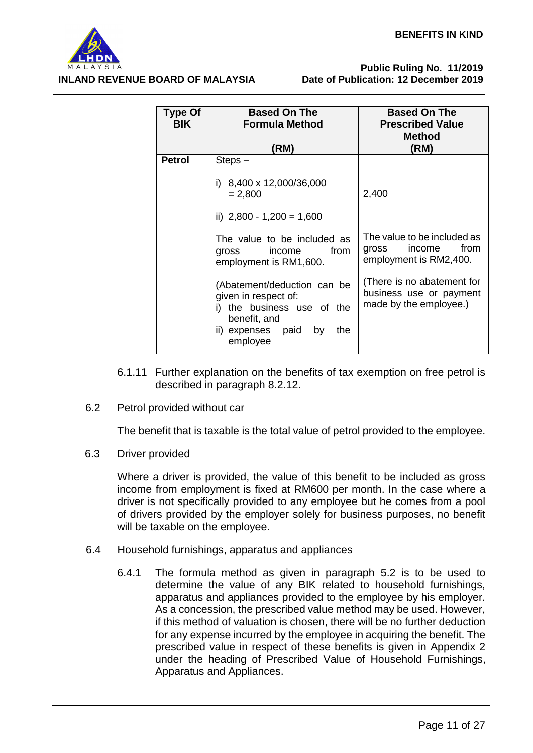| Type Of BIK | Based On The Formula Method (RM) | Based On The Prescribed Value Method (RM) |
|---|---|---|
| **Petrol** | Steps –<br><br>i) 8,400 x 12,000/36,000 = 2,800<br><br>ii) 2,800 - 1,200 = 1,600<br><br>The value to be included as gross income from employment is RM1,600.<br><br>(Abatement/deduction can be given in respect of:<br>i) the business use of the benefit, and<br>ii) expenses paid by the employee | 2,400<br><br>The value to be included as gross income from employment is RM2,400.<br><br>(There is no abatement for business use or payment made by the employee.) |

6.1.11 Further explanation on the benefits of tax exemption on free petrol is described in paragraph 8.2.12.

6.2 Petrol provided without car

The benefit that is taxable is the total value of petrol provided to the employee.

6.3 Driver provided

Where a driver is provided, the value of this benefit to be included as gross income from employment is fixed at RM600 per month. In the case where a driver is not specifically provided to any employee but he comes from a pool of drivers provided by the employer solely for business purposes, no benefit will be taxable on the employee.

6.4 Household furnishings, apparatus and appliances

6.4.1 The formula method as given in paragraph 5.2 is to be used to determine the value of any BIK related to household furnishings, apparatus and appliances provided to the employee by his employer. As a concession, the prescribed value method may be used. However, if this method of valuation is chosen, there will be no further deduction for any expense incurred by the employee in acquiring the benefit. The prescribed value in respect of these benefits is given in Appendix 2 under the heading of Prescribed Value of Household Furnishings, Apparatus and Appliances.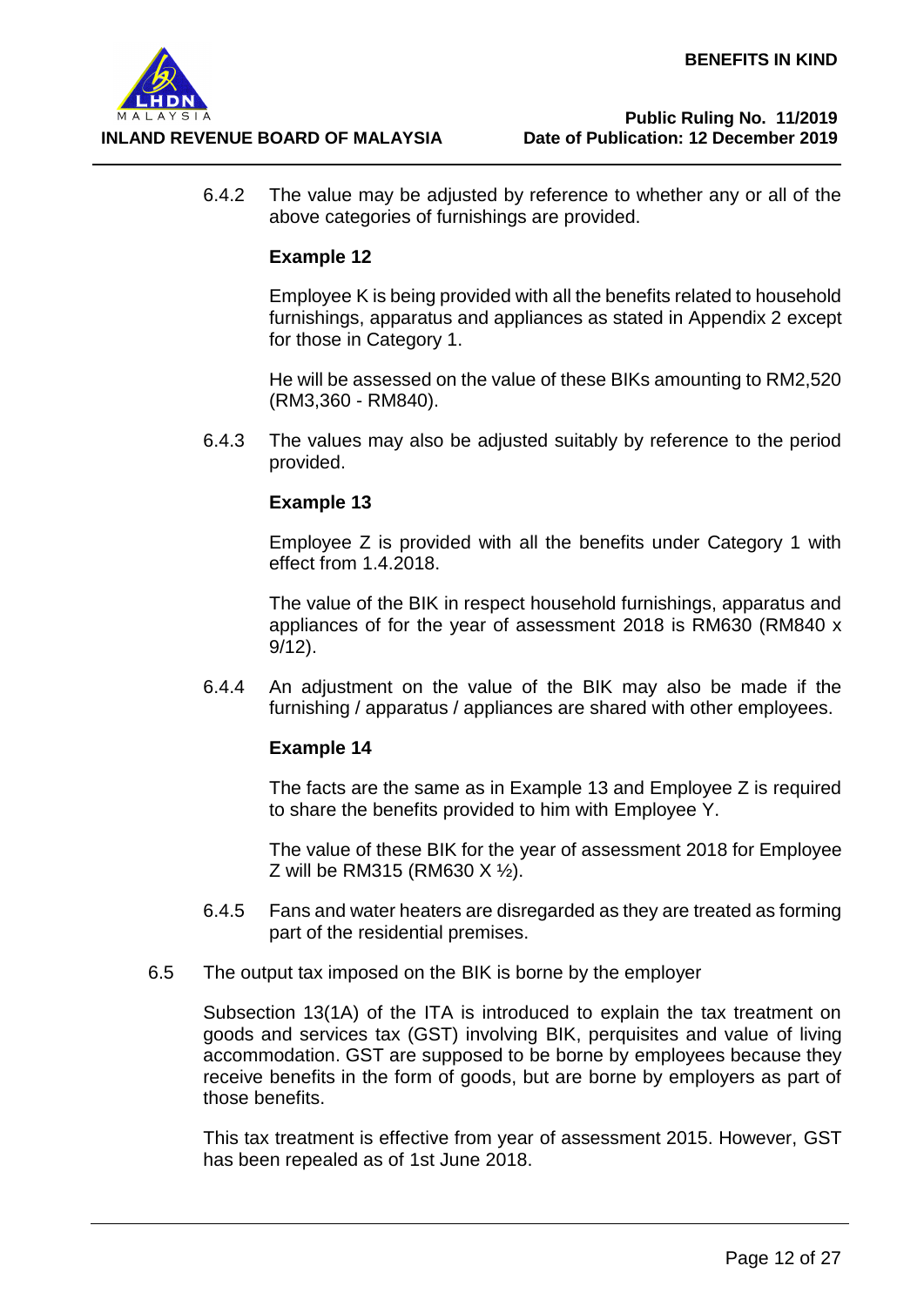6.4.2 The value may be adjusted by reference to whether any or all of the above categories of furnishings are provided.

**Example 12**

Employee K is being provided with all the benefits related to household furnishings, apparatus and appliances as stated in Appendix 2 except for those in Category 1.

He will be assessed on the value of these BIKs amounting to RM2,520 (RM3,360 - RM840).

6.4.3 The values may also be adjusted suitably by reference to the period provided.

**Example 13**

Employee Z is provided with all the benefits under Category 1 with effect from 1.4.2018.

The value of the BIK in respect household furnishings, apparatus and appliances of for the year of assessment 2018 is RM630 (RM840 x 9/12).

6.4.4 An adjustment on the value of the BIK may also be made if the furnishing / apparatus / appliances are shared with other employees.

**Example 14**

The facts are the same as in Example 13 and Employee Z is required to share the benefits provided to him with Employee Y.

The value of these BIK for the year of assessment 2018 for Employee Z will be RM315 (RM630 X ½).

6.4.5 Fans and water heaters are disregarded as they are treated as forming part of the residential premises.

6.5 The output tax imposed on the BIK is borne by the employer

Subsection 13(1A) of the ITA is introduced to explain the tax treatment on goods and services tax (GST) involving BIK, perquisites and value of living accommodation. GST are supposed to be borne by employees because they receive benefits in the form of goods, but are borne by employers as part of those benefits.

This tax treatment is effective from year of assessment 2015. However, GST has been repealed as of 1st June 2018.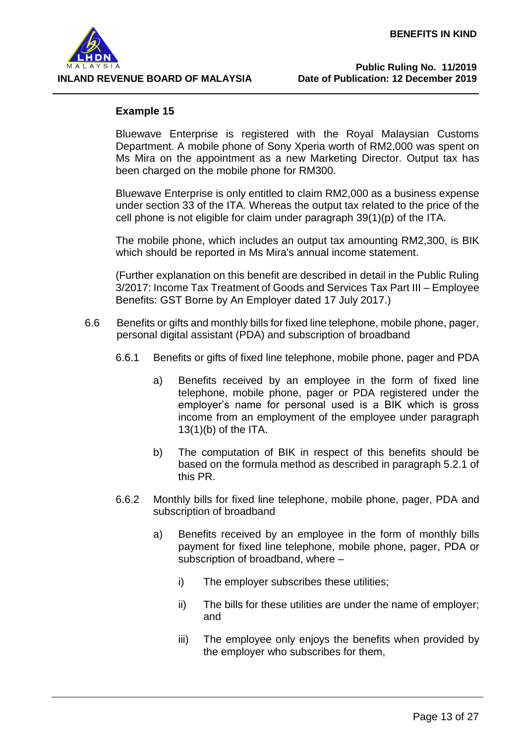**Example 15**

Bluewave Enterprise is registered with the Royal Malaysian Customs Department. A mobile phone of Sony Xperia worth of RM2,000 was spent on Ms Mira on the appointment as a new Marketing Director. Output tax has been charged on the mobile phone for RM300.

Bluewave Enterprise is only entitled to claim RM2,000 as a business expense under section 33 of the ITA. Whereas the output tax related to the price of the cell phone is not eligible for claim under paragraph 39(1)(p) of the ITA.

The mobile phone, which includes an output tax amounting RM2,300, is BIK which should be reported in Ms Mira's annual income statement.

(Further explanation on this benefit are described in detail in the Public Ruling 3/2017: Income Tax Treatment of Goods and Services Tax Part III – Employee Benefits: GST Borne by An Employer dated 17 July 2017.)

6.6 Benefits or gifts and monthly bills for fixed line telephone, mobile phone, pager, personal digital assistant (PDA) and subscription of broadband

6.6.1 Benefits or gifts of fixed line telephone, mobile phone, pager and PDA

a) Benefits received by an employee in the form of fixed line telephone, mobile phone, pager or PDA registered under the employer's name for personal used is a BIK which is gross income from an employment of the employee under paragraph 13(1)(b) of the ITA.

b) The computation of BIK in respect of this benefits should be based on the formula method as described in paragraph 5.2.1 of this PR.

6.6.2 Monthly bills for fixed line telephone, mobile phone, pager, PDA and subscription of broadband

a) Benefits received by an employee in the form of monthly bills payment for fixed line telephone, mobile phone, pager, PDA or subscription of broadband, where –

i) The employer subscribes these utilities;

ii) The bills for these utilities are under the name of employer; and

iii) The employee only enjoys the benefits when provided by the employer who subscribes for them,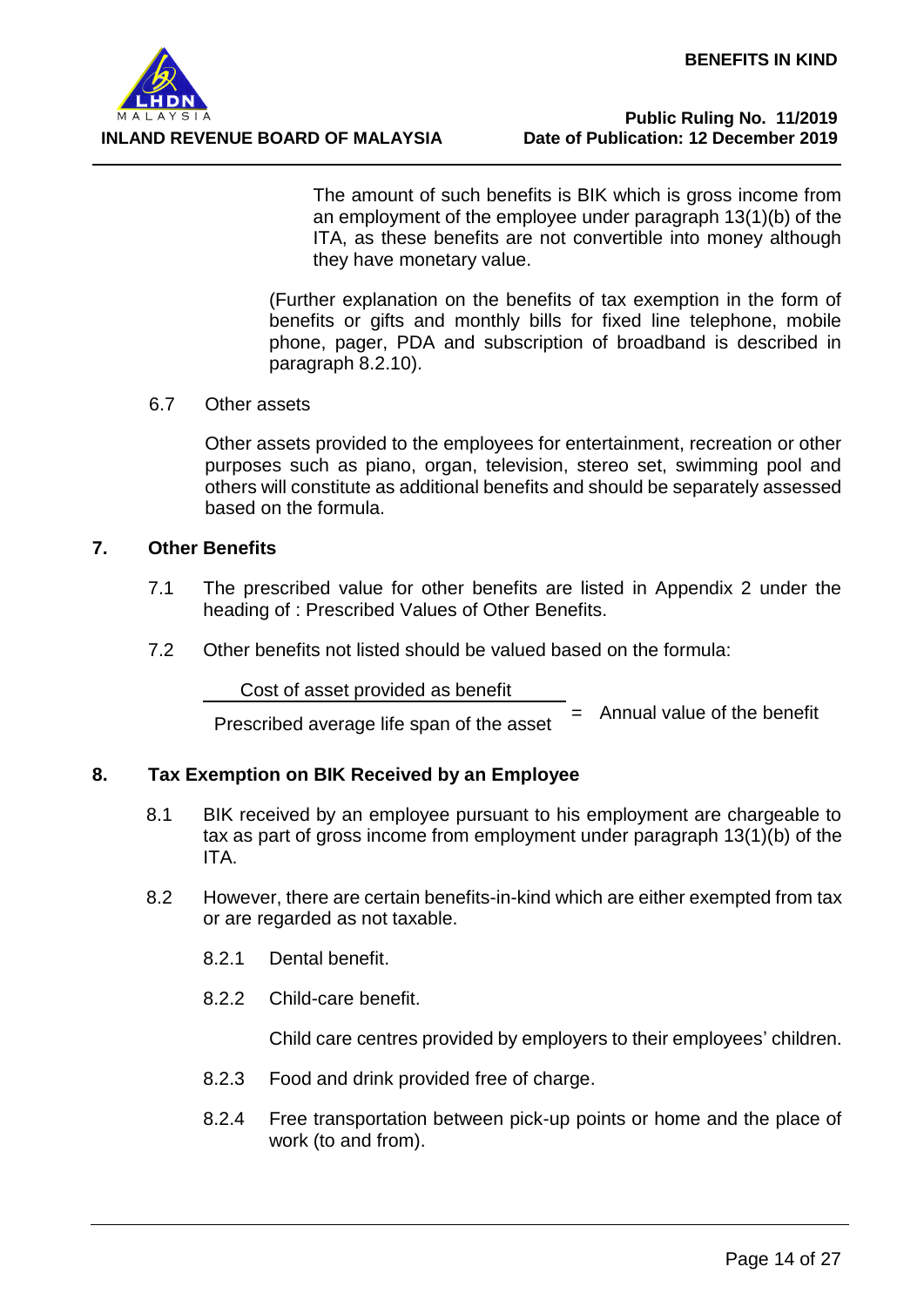The amount of such benefits is BIK which is gross income from an employment of the employee under paragraph 13(1)(b) of the ITA, as these benefits are not convertible into money although they have monetary value.

(Further explanation on the benefits of tax exemption in the form of benefits or gifts and monthly bills for fixed line telephone, mobile phone, pager, PDA and subscription of broadband is described in paragraph 8.2.10).

6.7 Other assets

Other assets provided to the employees for entertainment, recreation or other purposes such as piano, organ, television, stereo set, swimming pool and others will constitute as additional benefits and should be separately assessed based on the formula.

## 7. Other Benefits

7.1 The prescribed value for other benefits are listed in Appendix 2 under the heading of : Prescribed Values of Other Benefits.

7.2 Other benefits not listed should be valued based on the formula:

$$\frac{\text{Cost of asset provided as benefit}}{\text{Prescribed average life span of the asset}} = \text{Annual value of the benefit}$$

## 8. Tax Exemption on BIK Received by an Employee

8.1 BIK received by an employee pursuant to his employment are chargeable to tax as part of gross income from employment under paragraph 13(1)(b) of the ITA.

8.2 However, there are certain benefits-in-kind which are either exempted from tax or are regarded as not taxable.

8.2.1 Dental benefit.

8.2.2 Child-care benefit.

Child care centres provided by employers to their employees' children.

8.2.3 Food and drink provided free of charge.

8.2.4 Free transportation between pick-up points or home and the place of work (to and from).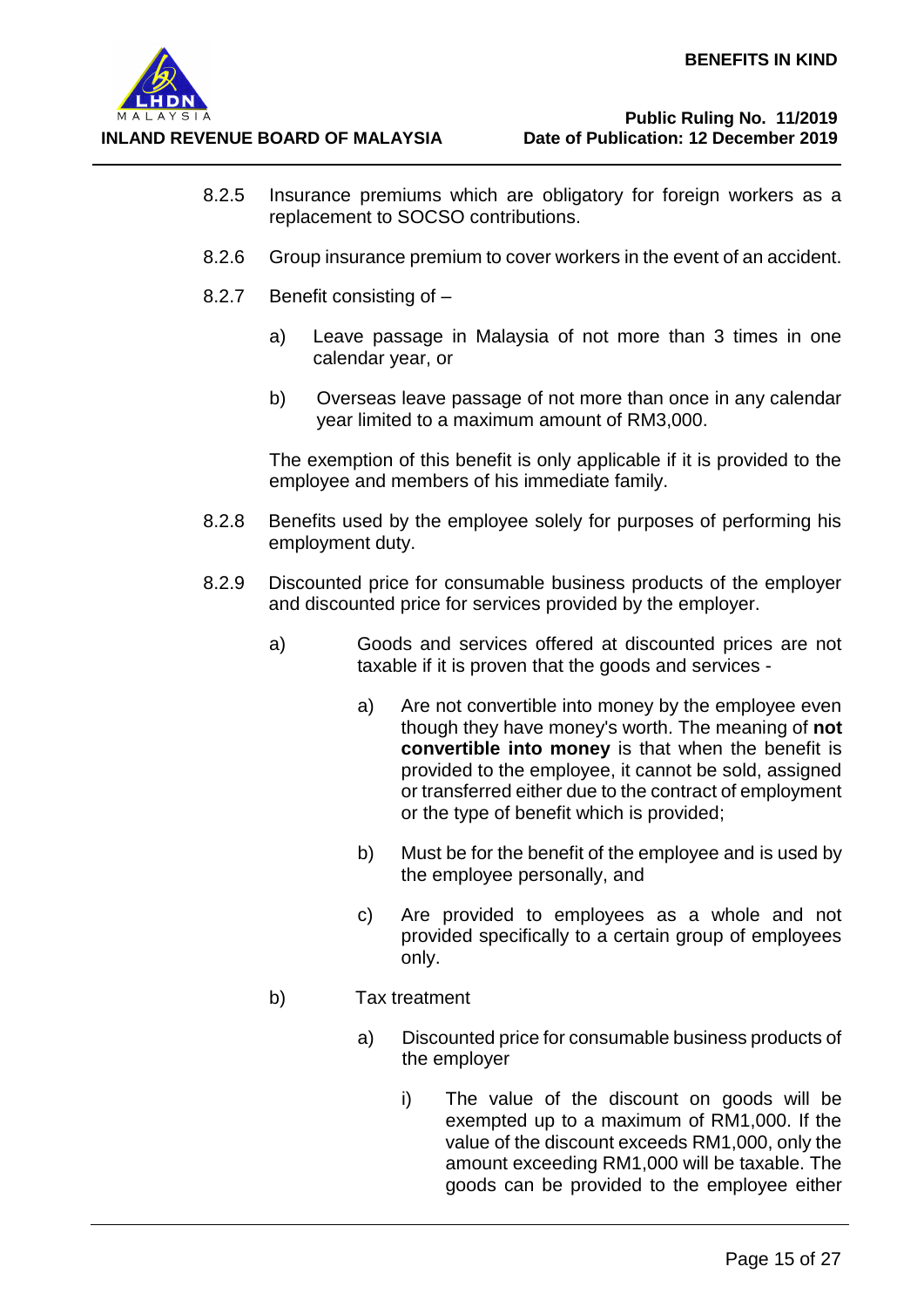8.2.5 Insurance premiums which are obligatory for foreign workers as a replacement to SOCSO contributions.

8.2.6 Group insurance premium to cover workers in the event of an accident.

8.2.7 Benefit consisting of –

   a) Leave passage in Malaysia of not more than 3 times in one calendar year, or

   b) Overseas leave passage of not more than once in any calendar year limited to a maximum amount of RM3,000.

   The exemption of this benefit is only applicable if it is provided to the employee and members of his immediate family.

8.2.8 Benefits used by the employee solely for purposes of performing his employment duty.

8.2.9 Discounted price for consumable business products of the employer and discounted price for services provided by the employer.

   a) Goods and services offered at discounted prices are not taxable if it is proven that the goods and services -

      a) Are not convertible into money by the employee even though they have money's worth. The meaning of **not convertible into money** is that when the benefit is provided to the employee, it cannot be sold, assigned or transferred either due to the contract of employment or the type of benefit which is provided;

      b) Must be for the benefit of the employee and is used by the employee personally, and

      c) Are provided to employees as a whole and not provided specifically to a certain group of employees only.

   b) Tax treatment

      a) Discounted price for consumable business products of the employer

         i) The value of the discount on goods will be exempted up to a maximum of RM1,000. If the value of the discount exceeds RM1,000, only the amount exceeding RM1,000 will be taxable. The goods can be provided to the employee either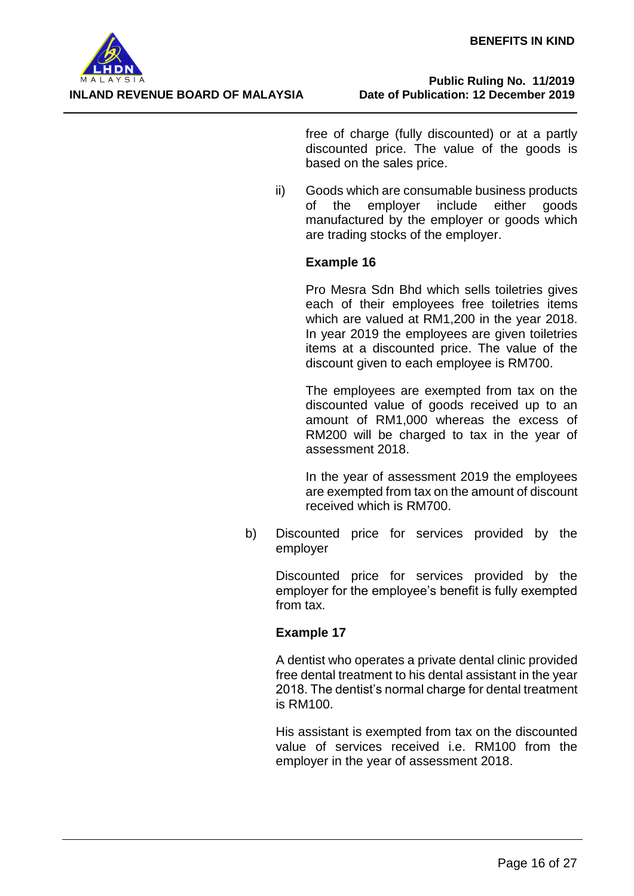free of charge (fully discounted) or at a partly discounted price. The value of the goods is based on the sales price.

ii) Goods which are consumable business products of the employer include either goods manufactured by the employer or goods which are trading stocks of the employer.

**Example 16**

Pro Mesra Sdn Bhd which sells toiletries gives each of their employees free toiletries items which are valued at RM1,200 in the year 2018. In year 2019 the employees are given toiletries items at a discounted price. The value of the discount given to each employee is RM700.

The employees are exempted from tax on the discounted value of goods received up to an amount of RM1,000 whereas the excess of RM200 will be charged to tax in the year of assessment 2018.

In the year of assessment 2019 the employees are exempted from tax on the amount of discount received which is RM700.

b) Discounted price for services provided by the employer

Discounted price for services provided by the employer for the employee's benefit is fully exempted from tax.

**Example 17**

A dentist who operates a private dental clinic provided free dental treatment to his dental assistant in the year 2018. The dentist's normal charge for dental treatment is RM100.

His assistant is exempted from tax on the discounted value of services received i.e. RM100 from the employer in the year of assessment 2018.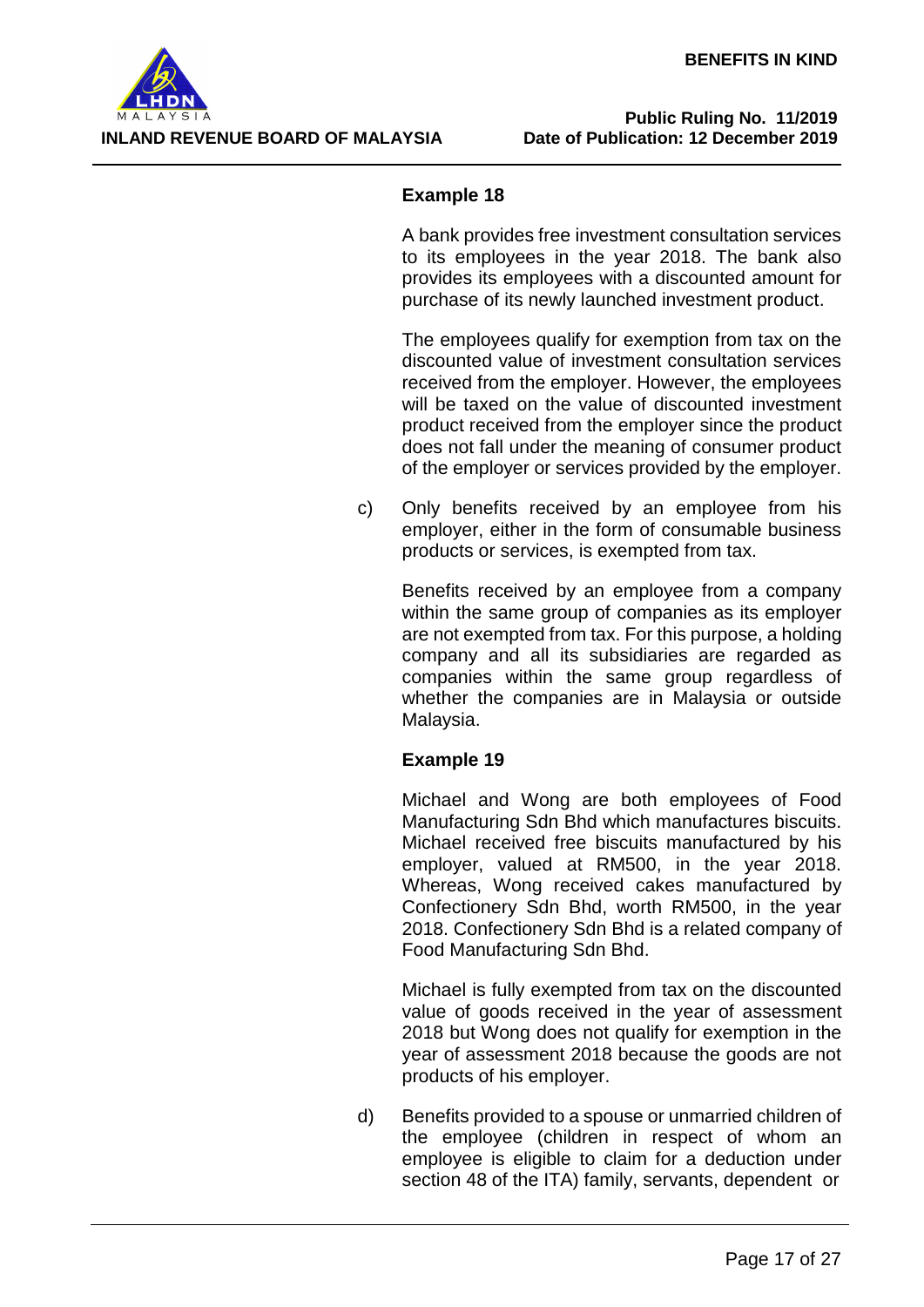**Example 18**

A bank provides free investment consultation services to its employees in the year 2018. The bank also provides its employees with a discounted amount for purchase of its newly launched investment product.

The employees qualify for exemption from tax on the discounted value of investment consultation services received from the employer. However, the employees will be taxed on the value of discounted investment product received from the employer since the product does not fall under the meaning of consumer product of the employer or services provided by the employer.

c) Only benefits received by an employee from his employer, either in the form of consumable business products or services, is exempted from tax.

Benefits received by an employee from a company within the same group of companies as its employer are not exempted from tax. For this purpose, a holding company and all its subsidiaries are regarded as companies within the same group regardless of whether the companies are in Malaysia or outside Malaysia.

**Example 19**

Michael and Wong are both employees of Food Manufacturing Sdn Bhd which manufactures biscuits. Michael received free biscuits manufactured by his employer, valued at RM500, in the year 2018. Whereas, Wong received cakes manufactured by Confectionery Sdn Bhd, worth RM500, in the year 2018. Confectionery Sdn Bhd is a related company of Food Manufacturing Sdn Bhd.

Michael is fully exempted from tax on the discounted value of goods received in the year of assessment 2018 but Wong does not qualify for exemption in the year of assessment 2018 because the goods are not products of his employer.

d) Benefits provided to a spouse or unmarried children of the employee (children in respect of whom an employee is eligible to claim for a deduction under section 48 of the ITA) family, servants, dependent or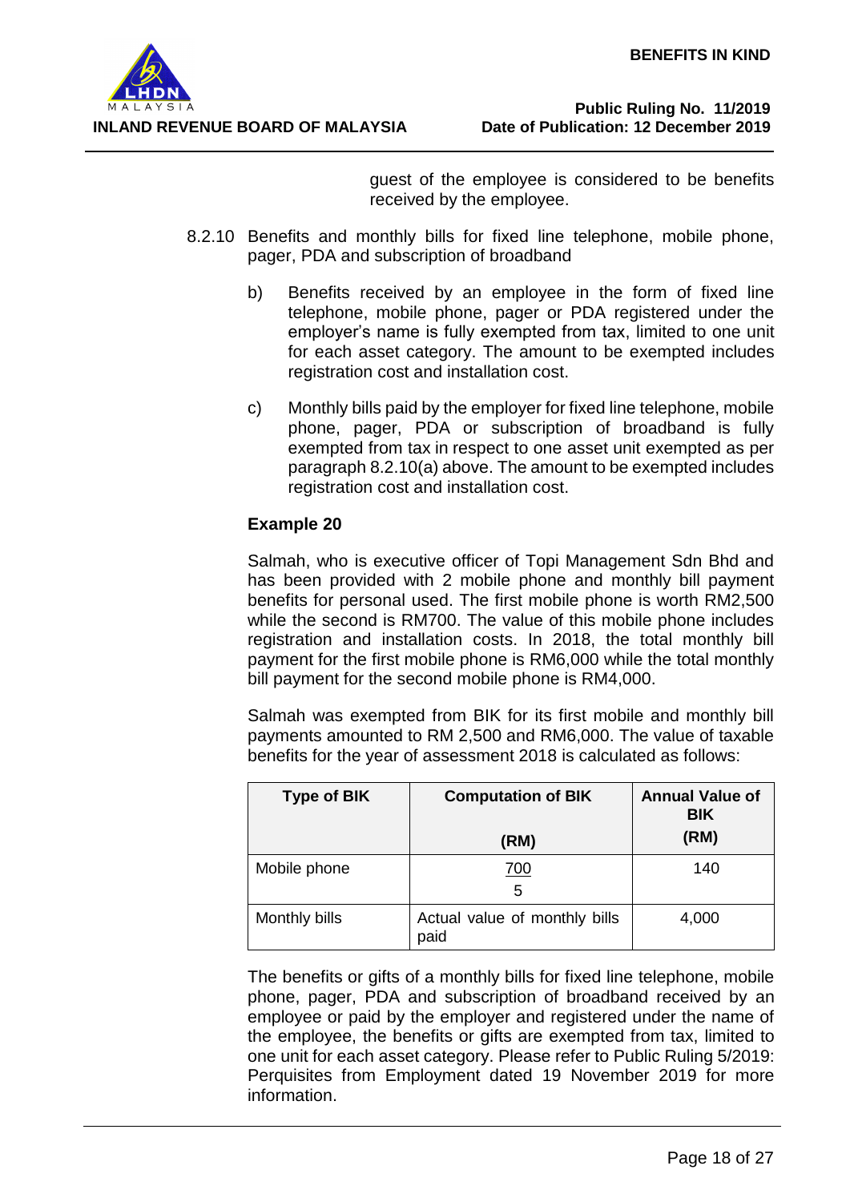guest of the employee is considered to be benefits received by the employee.

8.2.10 Benefits and monthly bills for fixed line telephone, mobile phone, pager, PDA and subscription of broadband

b) Benefits received by an employee in the form of fixed line telephone, mobile phone, pager or PDA registered under the employer's name is fully exempted from tax, limited to one unit for each asset category. The amount to be exempted includes registration cost and installation cost.

c) Monthly bills paid by the employer for fixed line telephone, mobile phone, pager, PDA or subscription of broadband is fully exempted from tax in respect to one asset unit exempted as per paragraph 8.2.10(a) above. The amount to be exempted includes registration cost and installation cost.

**Example 20**

Salmah, who is executive officer of Topi Management Sdn Bhd and has been provided with 2 mobile phone and monthly bill payment benefits for personal used. The first mobile phone is worth RM2,500 while the second is RM700. The value of this mobile phone includes registration and installation costs. In 2018, the total monthly bill payment for the first mobile phone is RM6,000 while the total monthly bill payment for the second mobile phone is RM4,000.

Salmah was exempted from BIK for its first mobile and monthly bill payments amounted to RM 2,500 and RM6,000. The value of taxable benefits for the year of assessment 2018 is calculated as follows:

| Type of BIK | Computation of BIK (RM) | Annual Value of BIK (RM) |
|---|---|---|
| Mobile phone | $\frac{700}{5}$ | 140 |
| Monthly bills | Actual value of monthly bills paid | 4,000 |

The benefits or gifts of a monthly bills for fixed line telephone, mobile phone, pager, PDA and subscription of broadband received by an employee or paid by the employer and registered under the name of the employee, the benefits or gifts are exempted from tax, limited to one unit for each asset category. Please refer to Public Ruling 5/2019: Perquisites from Employment dated 19 November 2019 for more information.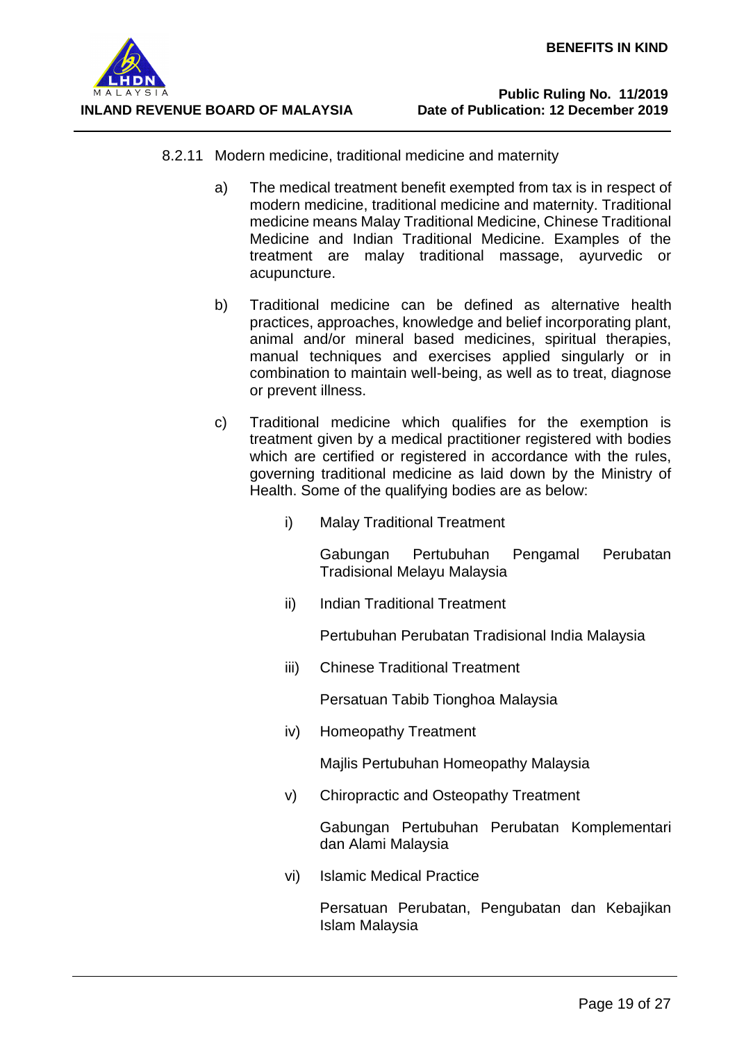8.2.11 Modern medicine, traditional medicine and maternity

a) The medical treatment benefit exempted from tax is in respect of modern medicine, traditional medicine and maternity. Traditional medicine means Malay Traditional Medicine, Chinese Traditional Medicine and Indian Traditional Medicine. Examples of the treatment are malay traditional massage, ayurvedic or acupuncture.

b) Traditional medicine can be defined as alternative health practices, approaches, knowledge and belief incorporating plant, animal and/or mineral based medicines, spiritual therapies, manual techniques and exercises applied singularly or in combination to maintain well-being, as well as to treat, diagnose or prevent illness.

c) Traditional medicine which qualifies for the exemption is treatment given by a medical practitioner registered with bodies which are certified or registered in accordance with the rules, governing traditional medicine as laid down by the Ministry of Health. Some of the qualifying bodies are as below:

i) Malay Traditional Treatment

Gabungan Pertubuhan Pengamal Perubatan Tradisional Melayu Malaysia

ii) Indian Traditional Treatment

Pertubuhan Perubatan Tradisional India Malaysia

iii) Chinese Traditional Treatment

Persatuan Tabib Tionghoa Malaysia

iv) Homeopathy Treatment

Majlis Pertubuhan Homeopathy Malaysia

v) Chiropractic and Osteopathy Treatment

Gabungan Pertubuhan Perubatan Komplementari dan Alami Malaysia

vi) Islamic Medical Practice

Persatuan Perubatan, Pengubatan dan Kebajikan Islam Malaysia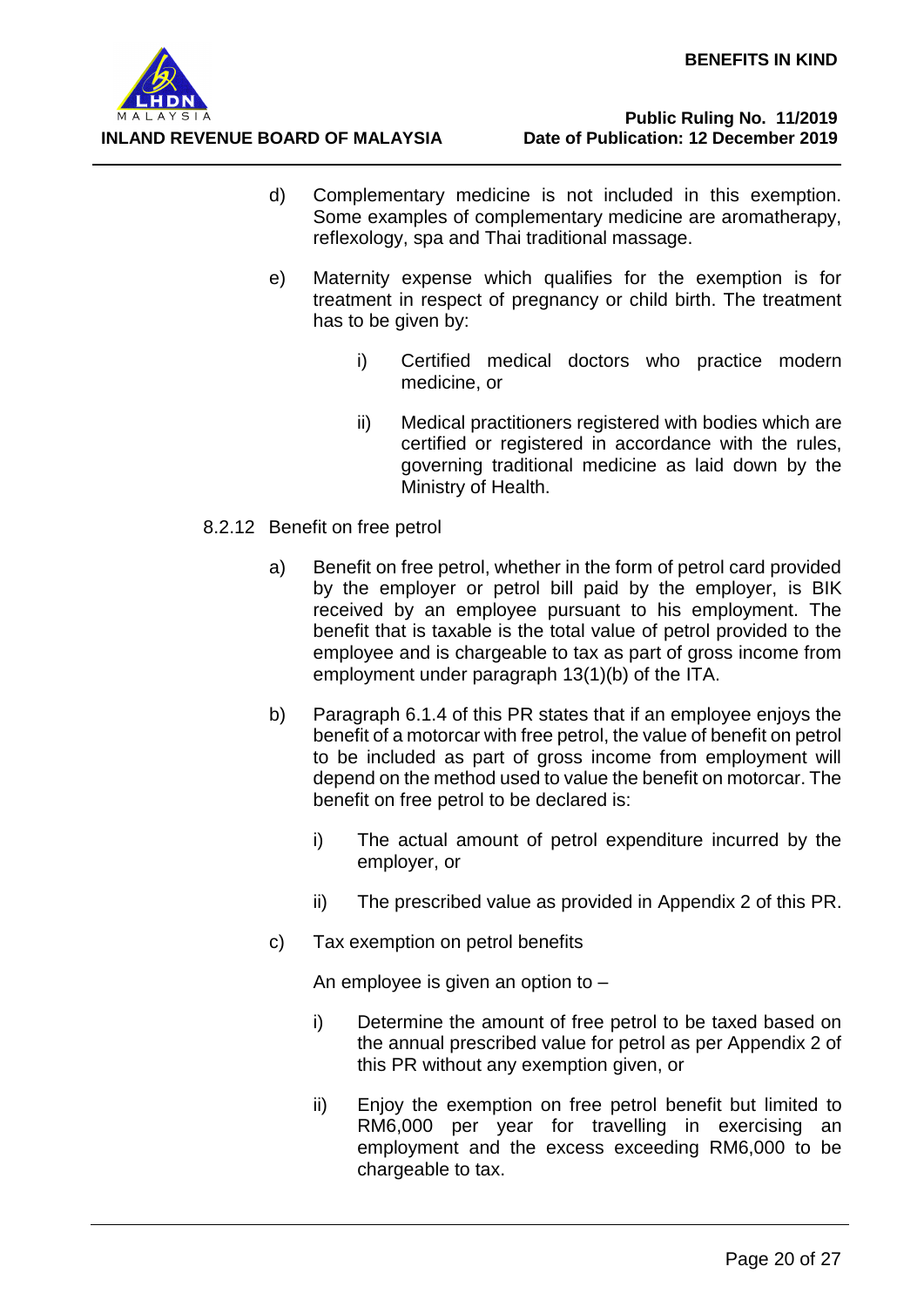d) Complementary medicine is not included in this exemption. Some examples of complementary medicine are aromatherapy, reflexology, spa and Thai traditional massage.

e) Maternity expense which qualifies for the exemption is for treatment in respect of pregnancy or child birth. The treatment has to be given by:

   i) Certified medical doctors who practice modern medicine, or

   ii) Medical practitioners registered with bodies which are certified or registered in accordance with the rules, governing traditional medicine as laid down by the Ministry of Health.

8.2.12 Benefit on free petrol

a) Benefit on free petrol, whether in the form of petrol card provided by the employer or petrol bill paid by the employer, is BIK received by an employee pursuant to his employment. The benefit that is taxable is the total value of petrol provided to the employee and is chargeable to tax as part of gross income from employment under paragraph 13(1)(b) of the ITA.

b) Paragraph 6.1.4 of this PR states that if an employee enjoys the benefit of a motorcar with free petrol, the value of benefit on petrol to be included as part of gross income from employment will depend on the method used to value the benefit on motorcar. The benefit on free petrol to be declared is:

   i) The actual amount of petrol expenditure incurred by the employer, or

   ii) The prescribed value as provided in Appendix 2 of this PR.

c) Tax exemption on petrol benefits

   An employee is given an option to –

   i) Determine the amount of free petrol to be taxed based on the annual prescribed value for petrol as per Appendix 2 of this PR without any exemption given, or

   ii) Enjoy the exemption on free petrol benefit but limited to RM6,000 per year for travelling in exercising an employment and the excess exceeding RM6,000 to be chargeable to tax.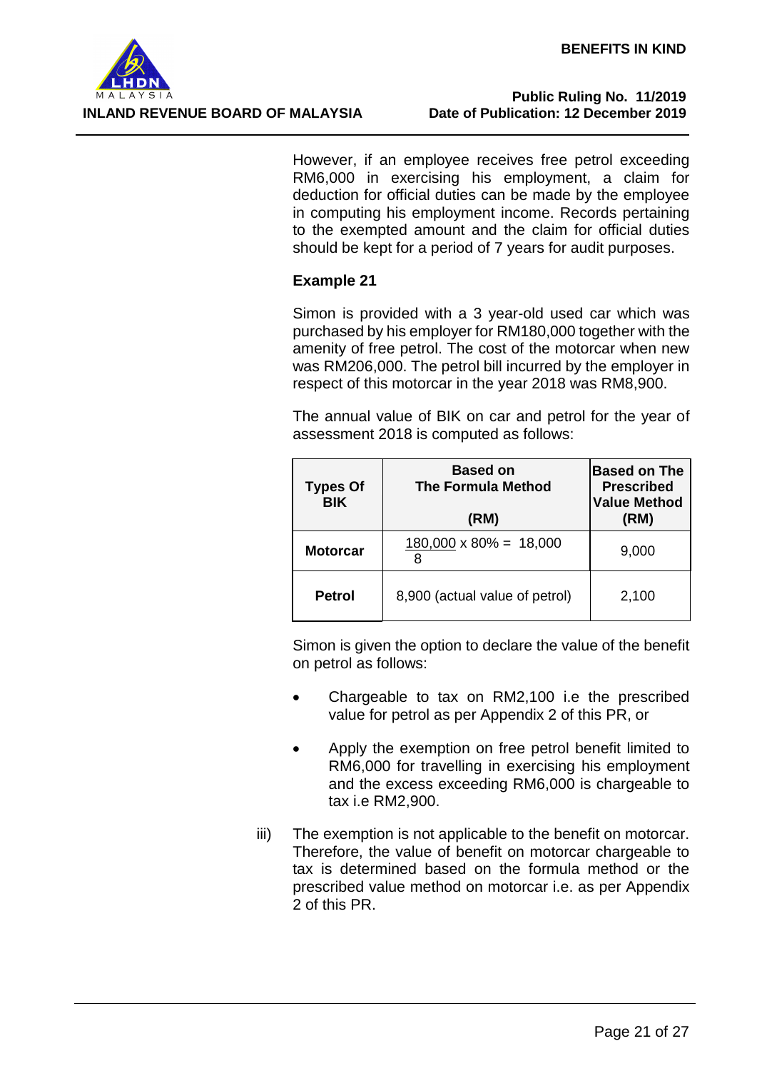However, if an employee receives free petrol exceeding RM6,000 in exercising his employment, a claim for deduction for official duties can be made by the employee in computing his employment income. Records pertaining to the exempted amount and the claim for official duties should be kept for a period of 7 years for audit purposes.

**Example 21**

Simon is provided with a 3 year-old used car which was purchased by his employer for RM180,000 together with the amenity of free petrol. The cost of the motorcar when new was RM206,000. The petrol bill incurred by the employer in respect of this motorcar in the year 2018 was RM8,900.

The annual value of BIK on car and petrol for the year of assessment 2018 is computed as follows:

| Types Of BIK | Based on The Formula Method (RM) | Based on The Prescribed Value Method (RM) |
|---|---|---|
| **Motorcar** | $\frac{180,000}{8} \times 80\% = 18,000$ | 9,000 |
| **Petrol** | 8,900 (actual value of petrol) | 2,100 |

Simon is given the option to declare the value of the benefit on petrol as follows:

- Chargeable to tax on RM2,100 i.e the prescribed value for petrol as per Appendix 2 of this PR, or
- Apply the exemption on free petrol benefit limited to RM6,000 for travelling in exercising his employment and the excess exceeding RM6,000 is chargeable to tax i.e RM2,900.

iii) The exemption is not applicable to the benefit on motorcar. Therefore, the value of benefit on motorcar chargeable to tax is determined based on the formula method or the prescribed value method on motorcar i.e. as per Appendix 2 of this PR.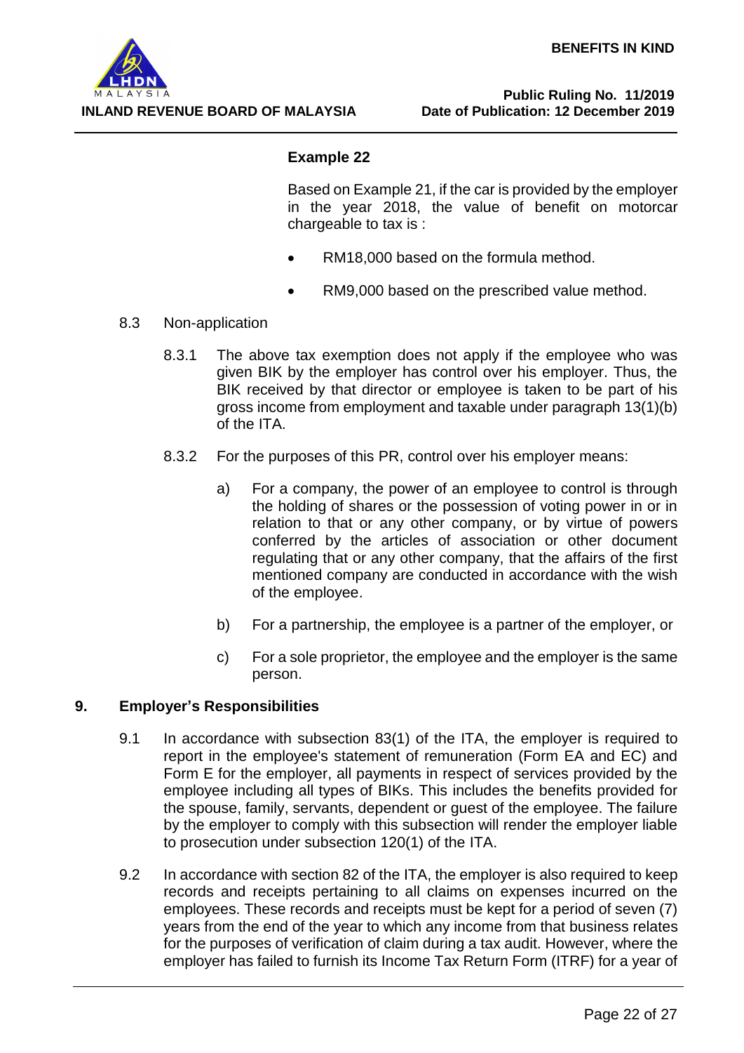### Example 22

Based on Example 21, if the car is provided by the employer in the year 2018, the value of benefit on motorcar chargeable to tax is :

- RM18,000 based on the formula method.
- RM9,000 based on the prescribed value method.

8.3 Non-application

8.3.1 The above tax exemption does not apply if the employee who was given BIK by the employer has control over his employer. Thus, the BIK received by that director or employee is taken to be part of his gross income from employment and taxable under paragraph 13(1)(b) of the ITA.

8.3.2 For the purposes of this PR, control over his employer means:

a) For a company, the power of an employee to control is through the holding of shares or the possession of voting power in or in relation to that or any other company, or by virtue of powers conferred by the articles of association or other document regulating that or any other company, that the affairs of the first mentioned company are conducted in accordance with the wish of the employee.

b) For a partnership, the employee is a partner of the employer, or

c) For a sole proprietor, the employee and the employer is the same person.

## 9. Employer's Responsibilities

9.1 In accordance with subsection 83(1) of the ITA, the employer is required to report in the employee's statement of remuneration (Form EA and EC) and Form E for the employer, all payments in respect of services provided by the employee including all types of BIKs. This includes the benefits provided for the spouse, family, servants, dependent or guest of the employee. The failure by the employer to comply with this subsection will render the employer liable to prosecution under subsection 120(1) of the ITA.

9.2 In accordance with section 82 of the ITA, the employer is also required to keep records and receipts pertaining to all claims on expenses incurred on the employees. These records and receipts must be kept for a period of seven (7) years from the end of the year to which any income from that business relates for the purposes of verification of claim during a tax audit. However, where the employer has failed to furnish its Income Tax Return Form (ITRF) for a year of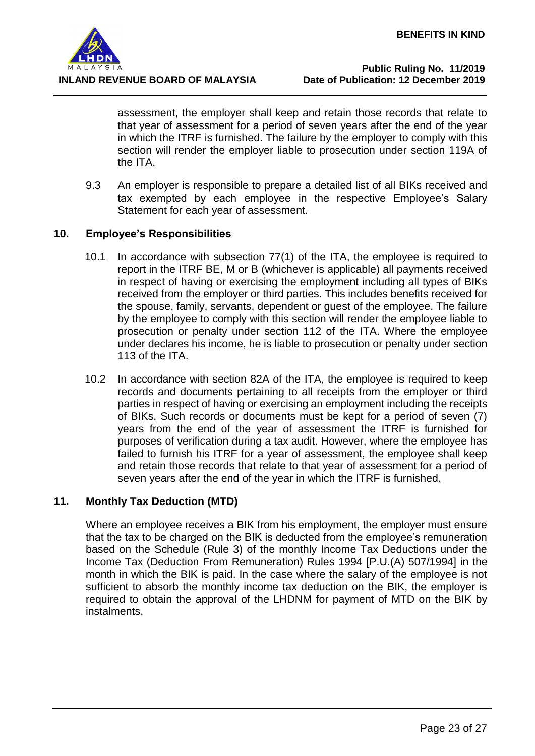assessment, the employer shall keep and retain those records that relate to that year of assessment for a period of seven years after the end of the year in which the ITRF is furnished. The failure by the employer to comply with this section will render the employer liable to prosecution under section 119A of the ITA.

9.3 An employer is responsible to prepare a detailed list of all BIKs received and tax exempted by each employee in the respective Employee's Salary Statement for each year of assessment.

## 10. Employee's Responsibilities

10.1 In accordance with subsection 77(1) of the ITA, the employee is required to report in the ITRF BE, M or B (whichever is applicable) all payments received in respect of having or exercising the employment including all types of BIKs received from the employer or third parties. This includes benefits received for the spouse, family, servants, dependent or guest of the employee. The failure by the employee to comply with this section will render the employee liable to prosecution or penalty under section 112 of the ITA. Where the employee under declares his income, he is liable to prosecution or penalty under section 113 of the ITA.

10.2 In accordance with section 82A of the ITA, the employee is required to keep records and documents pertaining to all receipts from the employer or third parties in respect of having or exercising an employment including the receipts of BIKs. Such records or documents must be kept for a period of seven (7) years from the end of the year of assessment the ITRF is furnished for purposes of verification during a tax audit. However, where the employee has failed to furnish his ITRF for a year of assessment, the employee shall keep and retain those records that relate to that year of assessment for a period of seven years after the end of the year in which the ITRF is furnished.

## 11. Monthly Tax Deduction (MTD)

Where an employee receives a BIK from his employment, the employer must ensure that the tax to be charged on the BIK is deducted from the employee's remuneration based on the Schedule (Rule 3) of the monthly Income Tax Deductions under the Income Tax (Deduction From Remuneration) Rules 1994 [P.U.(A) 507/1994] in the month in which the BIK is paid. In the case where the salary of the employee is not sufficient to absorb the monthly income tax deduction on the BIK, the employer is required to obtain the approval of the LHDNM for payment of MTD on the BIK by instalments.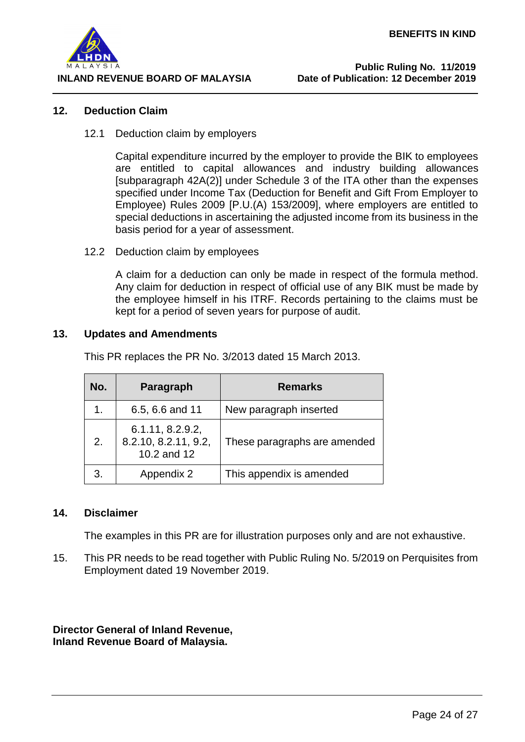## 12. Deduction Claim

12.1 Deduction claim by employers

Capital expenditure incurred by the employer to provide the BIK to employees are entitled to capital allowances and industry building allowances [subparagraph 42A(2)] under Schedule 3 of the ITA other than the expenses specified under Income Tax (Deduction for Benefit and Gift From Employer to Employee) Rules 2009 [P.U.(A) 153/2009], where employers are entitled to special deductions in ascertaining the adjusted income from its business in the basis period for a year of assessment.

12.2 Deduction claim by employees

A claim for a deduction can only be made in respect of the formula method. Any claim for deduction in respect of official use of any BIK must be made by the employee himself in his ITRF. Records pertaining to the claims must be kept for a period of seven years for purpose of audit.

## 13. Updates and Amendments

This PR replaces the PR No. 3/2013 dated 15 March 2013.

| No. | Paragraph | Remarks |
|---|---|---|
| 1. | 6.5, 6.6 and 11 | New paragraph inserted |
| 2. | 6.1.11, 8.2.9.2, 8.2.10, 8.2.11, 9.2, 10.2 and 12 | These paragraphs are amended |
| 3. | Appendix 2 | This appendix is amended |

## 14. Disclaimer

The examples in this PR are for illustration purposes only and are not exhaustive.

15. This PR needs to be read together with Public Ruling No. 5/2019 on Perquisites from Employment dated 19 November 2019.

**Director General of Inland Revenue,**
**Inland Revenue Board of Malaysia.**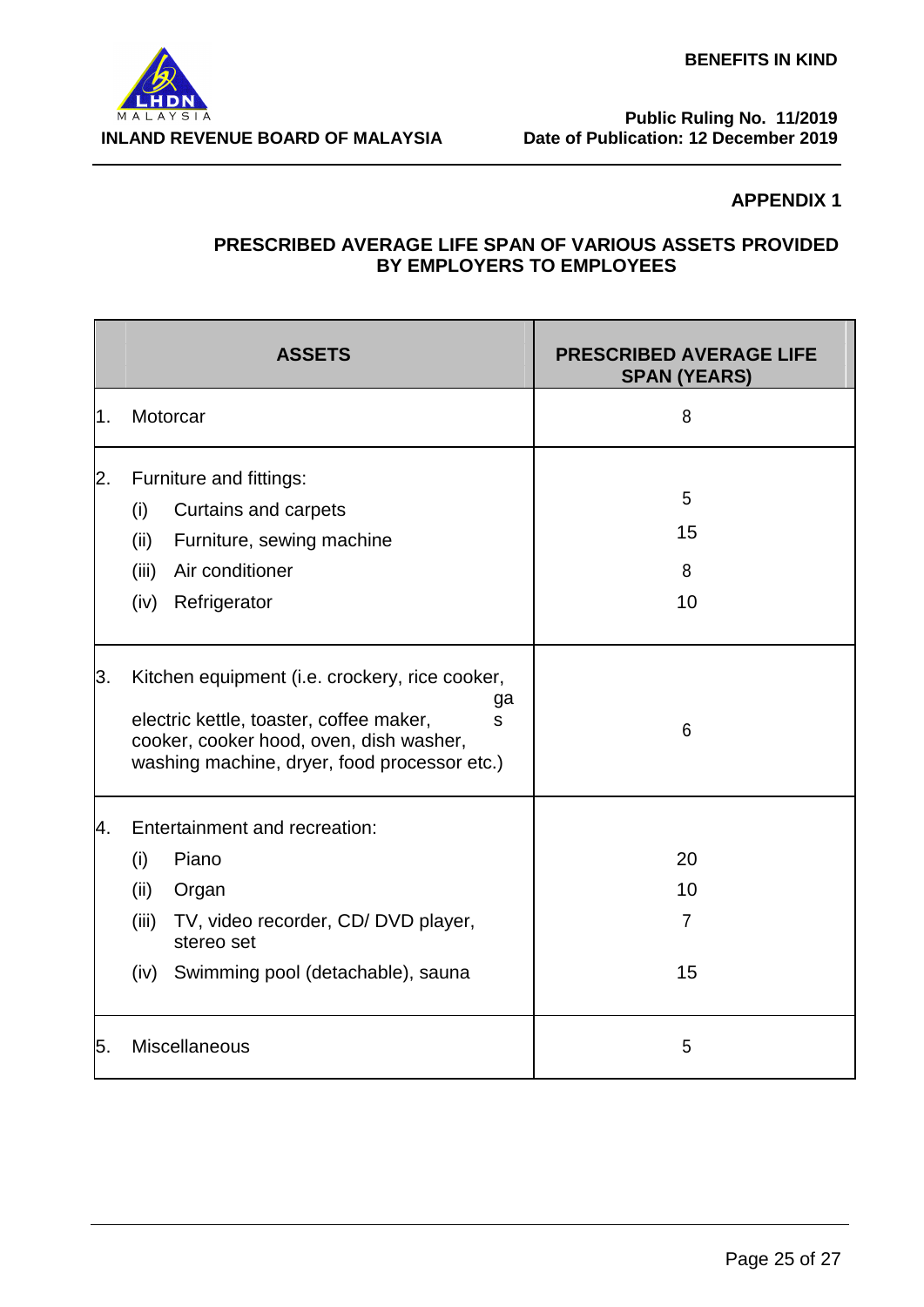## APPENDIX 1

### PRESCRIBED AVERAGE LIFE SPAN OF VARIOUS ASSETS PROVIDED BY EMPLOYERS TO EMPLOYEES

| | ASSETS | PRESCRIBED AVERAGE LIFE SPAN (YEARS) |
|---|---|---|
| 1. | Motorcar | 8 |
| 2. | Furniture and fittings: | |
| | (i) Curtains and carpets | 5 |
| | (ii) Furniture, sewing machine | 15 |
| | (iii) Air conditioner | 8 |
| | (iv) Refrigerator | 10 |
| 3. | Kitchen equipment (i.e. crockery, rice cooker, electric kettle, toaster, coffee maker, gas cooker, cooker hood, oven, dish washer, washing machine, dryer, food processor etc.) | 6 |
| 4. | Entertainment and recreation: | |
| | (i) Piano | 20 |
| | (ii) Organ | 10 |
| | (iii) TV, video recorder, CD/ DVD player, stereo set | 7 |
| | (iv) Swimming pool (detachable), sauna | 15 |
| 5. | Miscellaneous | 5 |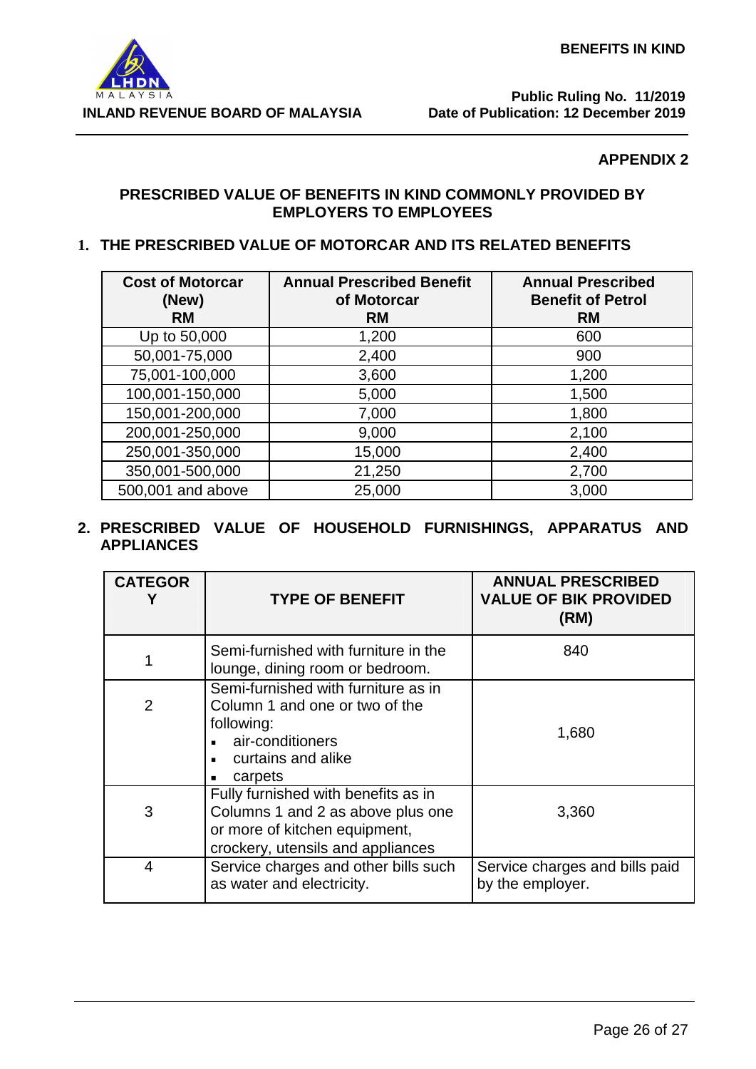## APPENDIX 2

## PRESCRIBED VALUE OF BENEFITS IN KIND COMMONLY PROVIDED BY EMPLOYERS TO EMPLOYEES

### 1. THE PRESCRIBED VALUE OF MOTORCAR AND ITS RELATED BENEFITS

| Cost of Motorcar (New) RM | Annual Prescribed Benefit of Motorcar RM | Annual Prescribed Benefit of Petrol RM |
|---|---|---|
| Up to 50,000 | 1,200 | 600 |
| 50,001-75,000 | 2,400 | 900 |
| 75,001-100,000 | 3,600 | 1,200 |
| 100,001-150,000 | 5,000 | 1,500 |
| 150,001-200,000 | 7,000 | 1,800 |
| 200,001-250,000 | 9,000 | 2,100 |
| 250,001-350,000 | 15,000 | 2,400 |
| 350,001-500,000 | 21,250 | 2,700 |
| 500,001 and above | 25,000 | 3,000 |

### 2. PRESCRIBED VALUE OF HOUSEHOLD FURNISHINGS, APPARATUS AND APPLIANCES

| CATEGORY | TYPE OF BENEFIT | ANNUAL PRESCRIBED VALUE OF BIK PROVIDED (RM) |
|---|---|---|
| 1 | Semi-furnished with furniture in the lounge, dining room or bedroom. | 840 |
| 2 | Semi-furnished with furniture as in Column 1 and one or two of the following: ▪ air-conditioners ▪ curtains and alike ▪ carpets | 1,680 |
| 3 | Fully furnished with benefits as in Columns 1 and 2 as above plus one or more of kitchen equipment, crockery, utensils and appliances | 3,360 |
| 4 | Service charges and other bills such as water and electricity. | Service charges and bills paid by the employer. |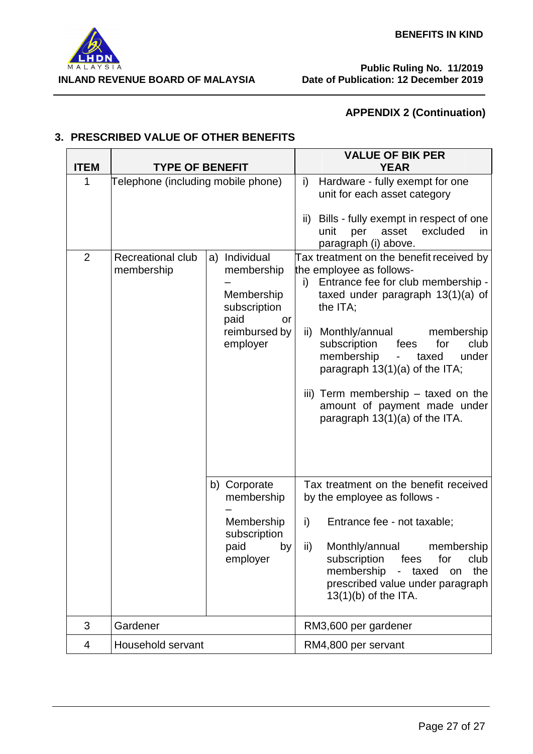**APPENDIX 2 (Continuation)**

## 3. PRESCRIBED VALUE OF OTHER BENEFITS

| ITEM | TYPE OF BENEFIT | | VALUE OF BIK PER YEAR |
|---|---|---|---|
| 1 | Telephone (including mobile phone) | | i) Hardware - fully exempt for one unit for each asset category<br><br>ii) Bills - fully exempt in respect of one unit per asset excluded in paragraph (i) above. |
| 2 | Recreational club membership | a) Individual membership – Membership subscription paid or reimbursed by employer | Tax treatment on the benefit received by the employee as follows-<br>i) Entrance fee for club membership - taxed under paragraph 13(1)(a) of the ITA;<br><br>ii) Monthly/annual membership subscription fees for club membership - taxed under paragraph 13(1)(a) of the ITA;<br><br>iii) Term membership – taxed on the amount of payment made under paragraph 13(1)(a) of the ITA. |
| | | b) Corporate membership – Membership subscription paid by employer | Tax treatment on the benefit received by the employee as follows -<br><br>i) Entrance fee - not taxable;<br><br>ii) Monthly/annual membership subscription fees for club membership - taxed on the prescribed value under paragraph 13(1)(b) of the ITA. |
| 3 | Gardener | | RM3,600 per gardener |
| 4 | Household servant | | RM4,800 per servant |